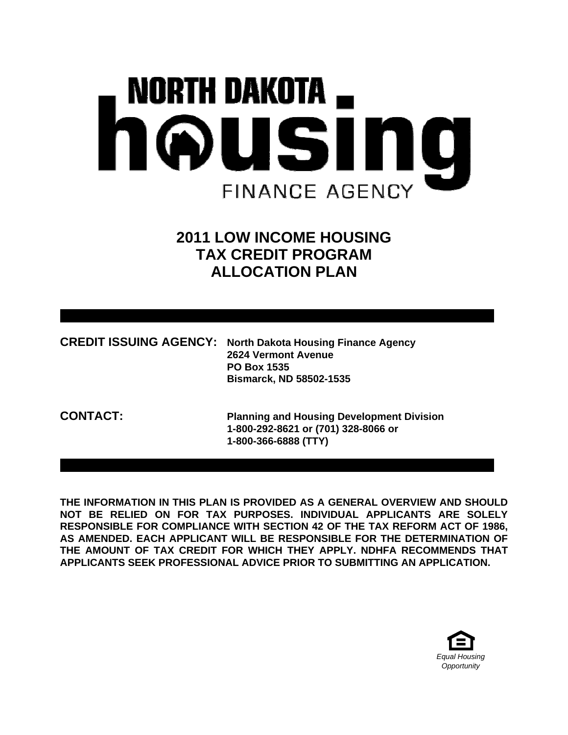NORTH DAKOTA

housing

FINANCE AGENCY

# 2011 LOW INCOME HOUSING TAX CREDIT PROGRAM ALLOCATION PLAN

**CREDIT ISSUING AGENCY:** **North Dakota Housing Finance Agency**
**2624 Vermont Avenue**
**PO Box 1535**
**Bismarck, ND 58502-1535**

**CONTACT:** **Planning and Housing Development Division**
**1-800-292-8621 or (701) 328-8066 or**
**1-800-366-6888 (TTY)**

**THE INFORMATION IN THIS PLAN IS PROVIDED AS A GENERAL OVERVIEW AND SHOULD NOT BE RELIED ON FOR TAX PURPOSES. INDIVIDUAL APPLICANTS ARE SOLELY RESPONSIBLE FOR COMPLIANCE WITH SECTION 42 OF THE TAX REFORM ACT OF 1986, AS AMENDED. EACH APPLICANT WILL BE RESPONSIBLE FOR THE DETERMINATION OF THE AMOUNT OF TAX CREDIT FOR WHICH THEY APPLY. NDHFA RECOMMENDS THAT APPLICANTS SEEK PROFESSIONAL ADVICE PRIOR TO SUBMITTING AN APPLICATION.**

*Equal Housing Opportunity*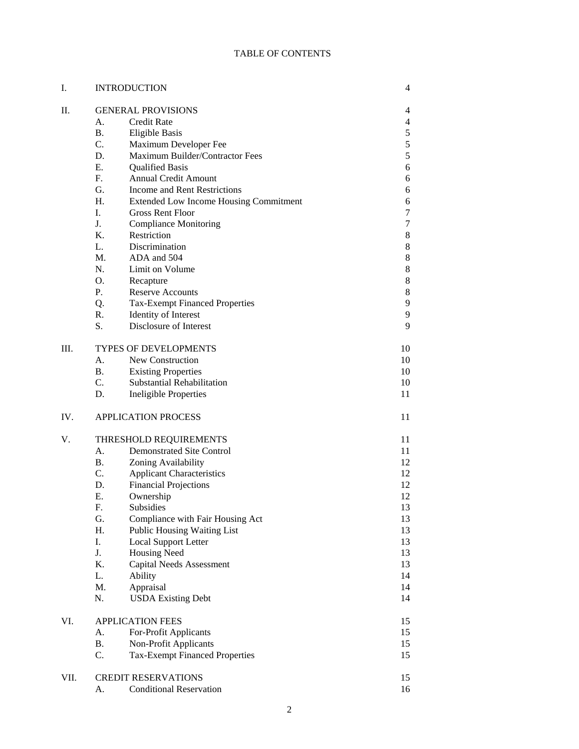# TABLE OF CONTENTS

| | | | |
|---|---|---|---|
| I. | INTRODUCTION | | 4 |
| II. | GENERAL PROVISIONS | | 4 |
| | A. | Credit Rate | 4 |
| | B. | Eligible Basis | 5 |
| | C. | Maximum Developer Fee | 5 |
| | D. | Maximum Builder/Contractor Fees | 5 |
| | E. | Qualified Basis | 6 |
| | F. | Annual Credit Amount | 6 |
| | G. | Income and Rent Restrictions | 6 |
| | H. | Extended Low Income Housing Commitment | 6 |
| | I. | Gross Rent Floor | 7 |
| | J. | Compliance Monitoring | 7 |
| | K. | Restriction | 8 |
| | L. | Discrimination | 8 |
| | M. | ADA and 504 | 8 |
| | N. | Limit on Volume | 8 |
| | O. | Recapture | 8 |
| | P. | Reserve Accounts | 8 |
| | Q. | Tax-Exempt Financed Properties | 9 |
| | R. | Identity of Interest | 9 |
| | S. | Disclosure of Interest | 9 |
| III. | TYPES OF DEVELOPMENTS | | 10 |
| | A. | New Construction | 10 |
| | B. | Existing Properties | 10 |
| | C. | Substantial Rehabilitation | 10 |
| | D. | Ineligible Properties | 11 |
| IV. | APPLICATION PROCESS | | 11 |
| V. | THRESHOLD REQUIREMENTS | | 11 |
| | A. | Demonstrated Site Control | 11 |
| | B. | Zoning Availability | 12 |
| | C. | Applicant Characteristics | 12 |
| | D. | Financial Projections | 12 |
| | E. | Ownership | 12 |
| | F. | Subsidies | 13 |
| | G. | Compliance with Fair Housing Act | 13 |
| | H. | Public Housing Waiting List | 13 |
| | I. | Local Support Letter | 13 |
| | J. | Housing Need | 13 |
| | K. | Capital Needs Assessment | 13 |
| | L. | Ability | 14 |
| | M. | Appraisal | 14 |
| | N. | USDA Existing Debt | 14 |
| VI. | APPLICATION FEES | | 15 |
| | A. | For-Profit Applicants | 15 |
| | B. | Non-Profit Applicants | 15 |
| | C. | Tax-Exempt Financed Properties | 15 |
| VII. | CREDIT RESERVATIONS | | 15 |
| | A. | Conditional Reservation | 16 |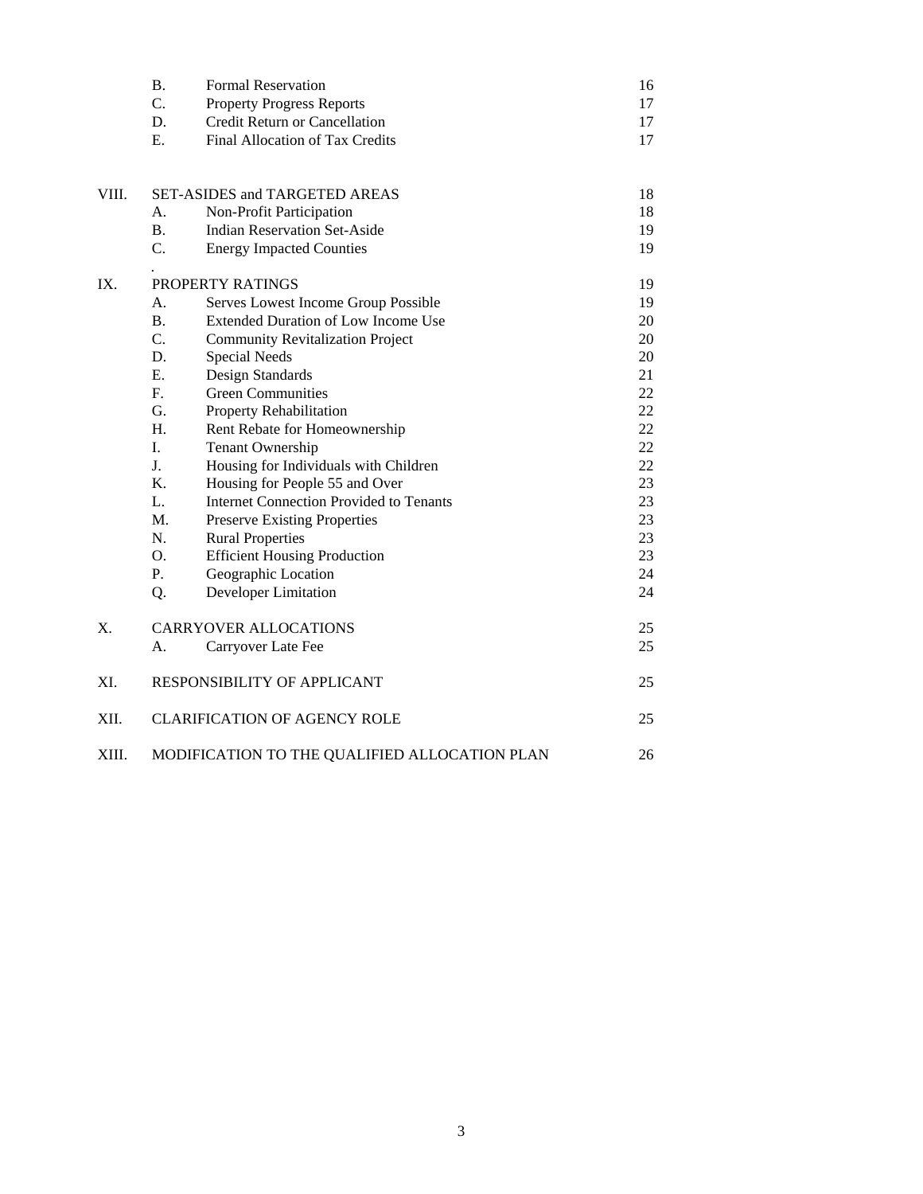| | | | |
|---|---|---|---|
| | B. | Formal Reservation | 16 |
| | C. | Property Progress Reports | 17 |
| | D. | Credit Return or Cancellation | 17 |
| | E. | Final Allocation of Tax Credits | 17 |
| VIII. | SET-ASIDES and TARGETED AREAS | | 18 |
| | A. | Non-Profit Participation | 18 |
| | B. | Indian Reservation Set-Aside | 19 |
| | C. | Energy Impacted Counties | 19 |
| IX. | PROPERTY RATINGS | | 19 |
| | A. | Serves Lowest Income Group Possible | 19 |
| | B. | Extended Duration of Low Income Use | 20 |
| | C. | Community Revitalization Project | 20 |
| | D. | Special Needs | 20 |
| | E. | Design Standards | 21 |
| | F. | Green Communities | 22 |
| | G. | Property Rehabilitation | 22 |
| | H. | Rent Rebate for Homeownership | 22 |
| | I. | Tenant Ownership | 22 |
| | J. | Housing for Individuals with Children | 22 |
| | K. | Housing for People 55 and Over | 23 |
| | L. | Internet Connection Provided to Tenants | 23 |
| | M. | Preserve Existing Properties | 23 |
| | N. | Rural Properties | 23 |
| | O. | Efficient Housing Production | 23 |
| | P. | Geographic Location | 24 |
| | Q. | Developer Limitation | 24 |
| X. | CARRYOVER ALLOCATIONS | | 25 |
| | A. | Carryover Late Fee | 25 |
| XI. | RESPONSIBILITY OF APPLICANT | | 25 |
| XII. | CLARIFICATION OF AGENCY ROLE | | 25 |
| XIII. | MODIFICATION TO THE QUALIFIED ALLOCATION PLAN | | 26 |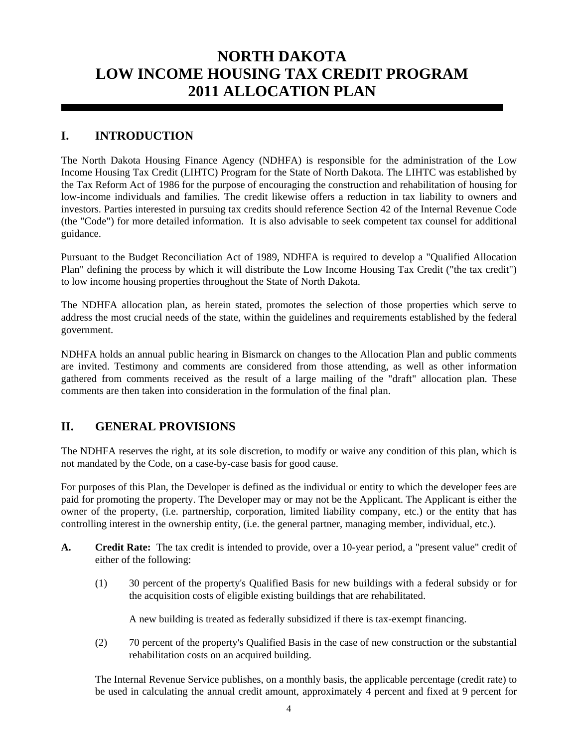# NORTH DAKOTA LOW INCOME HOUSING TAX CREDIT PROGRAM 2011 ALLOCATION PLAN

## I. INTRODUCTION

The North Dakota Housing Finance Agency (NDHFA) is responsible for the administration of the Low Income Housing Tax Credit (LIHTC) Program for the State of North Dakota. The LIHTC was established by the Tax Reform Act of 1986 for the purpose of encouraging the construction and rehabilitation of housing for low-income individuals and families. The credit likewise offers a reduction in tax liability to owners and investors. Parties interested in pursuing tax credits should reference Section 42 of the Internal Revenue Code (the "Code") for more detailed information. It is also advisable to seek competent tax counsel for additional guidance.

Pursuant to the Budget Reconciliation Act of 1989, NDHFA is required to develop a "Qualified Allocation Plan" defining the process by which it will distribute the Low Income Housing Tax Credit ("the tax credit") to low income housing properties throughout the State of North Dakota.

The NDHFA allocation plan, as herein stated, promotes the selection of those properties which serve to address the most crucial needs of the state, within the guidelines and requirements established by the federal government.

NDHFA holds an annual public hearing in Bismarck on changes to the Allocation Plan and public comments are invited. Testimony and comments are considered from those attending, as well as other information gathered from comments received as the result of a large mailing of the "draft" allocation plan. These comments are then taken into consideration in the formulation of the final plan.

## II. GENERAL PROVISIONS

The NDHFA reserves the right, at its sole discretion, to modify or waive any condition of this plan, which is not mandated by the Code, on a case-by-case basis for good cause.

For purposes of this Plan, the Developer is defined as the individual or entity to which the developer fees are paid for promoting the property. The Developer may or may not be the Applicant. The Applicant is either the owner of the property, (i.e. partnership, corporation, limited liability company, etc.) or the entity that has controlling interest in the ownership entity, (i.e. the general partner, managing member, individual, etc.).

**A. Credit Rate:** The tax credit is intended to provide, over a 10-year period, a "present value" credit of either of the following:

(1) 30 percent of the property's Qualified Basis for new buildings with a federal subsidy or for the acquisition costs of eligible existing buildings that are rehabilitated.

A new building is treated as federally subsidized if there is tax-exempt financing.

(2) 70 percent of the property's Qualified Basis in the case of new construction or the substantial rehabilitation costs on an acquired building.

The Internal Revenue Service publishes, on a monthly basis, the applicable percentage (credit rate) to be used in calculating the annual credit amount, approximately 4 percent and fixed at 9 percent for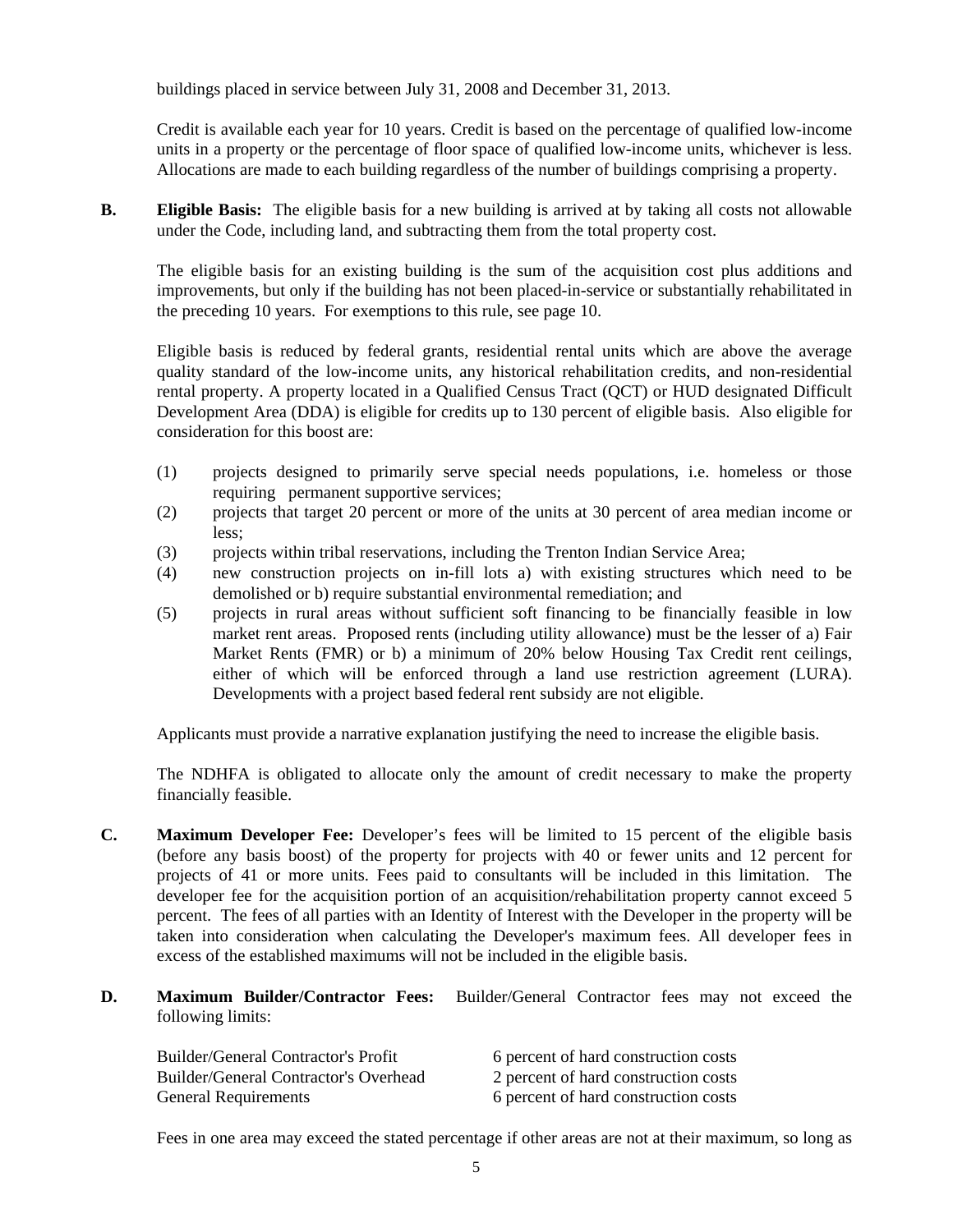buildings placed in service between July 31, 2008 and December 31, 2013.

Credit is available each year for 10 years. Credit is based on the percentage of qualified low-income units in a property or the percentage of floor space of qualified low-income units, whichever is less. Allocations are made to each building regardless of the number of buildings comprising a property.

**B. Eligible Basis:** The eligible basis for a new building is arrived at by taking all costs not allowable under the Code, including land, and subtracting them from the total property cost.

The eligible basis for an existing building is the sum of the acquisition cost plus additions and improvements, but only if the building has not been placed-in-service or substantially rehabilitated in the preceding 10 years. For exemptions to this rule, see page 10.

Eligible basis is reduced by federal grants, residential rental units which are above the average quality standard of the low-income units, any historical rehabilitation credits, and non-residential rental property. A property located in a Qualified Census Tract (QCT) or HUD designated Difficult Development Area (DDA) is eligible for credits up to 130 percent of eligible basis. Also eligible for consideration for this boost are:

(1) projects designed to primarily serve special needs populations, i.e. homeless or those requiring permanent supportive services;
(2) projects that target 20 percent or more of the units at 30 percent of area median income or less;
(3) projects within tribal reservations, including the Trenton Indian Service Area;
(4) new construction projects on in-fill lots a) with existing structures which need to be demolished or b) require substantial environmental remediation; and
(5) projects in rural areas without sufficient soft financing to be financially feasible in low market rent areas. Proposed rents (including utility allowance) must be the lesser of a) Fair Market Rents (FMR) or b) a minimum of 20% below Housing Tax Credit rent ceilings, either of which will be enforced through a land use restriction agreement (LURA). Developments with a project based federal rent subsidy are not eligible.

Applicants must provide a narrative explanation justifying the need to increase the eligible basis.

The NDHFA is obligated to allocate only the amount of credit necessary to make the property financially feasible.

**C. Maximum Developer Fee:** Developer's fees will be limited to 15 percent of the eligible basis (before any basis boost) of the property for projects with 40 or fewer units and 12 percent for projects of 41 or more units. Fees paid to consultants will be included in this limitation. The developer fee for the acquisition portion of an acquisition/rehabilitation property cannot exceed 5 percent. The fees of all parties with an Identity of Interest with the Developer in the property will be taken into consideration when calculating the Developer's maximum fees. All developer fees in excess of the established maximums will not be included in the eligible basis.

**D. Maximum Builder/Contractor Fees:** Builder/General Contractor fees may not exceed the following limits:

| | |
|---|---|
| Builder/General Contractor's Profit | 6 percent of hard construction costs |
| Builder/General Contractor's Overhead | 2 percent of hard construction costs |
| General Requirements | 6 percent of hard construction costs |

Fees in one area may exceed the stated percentage if other areas are not at their maximum, so long as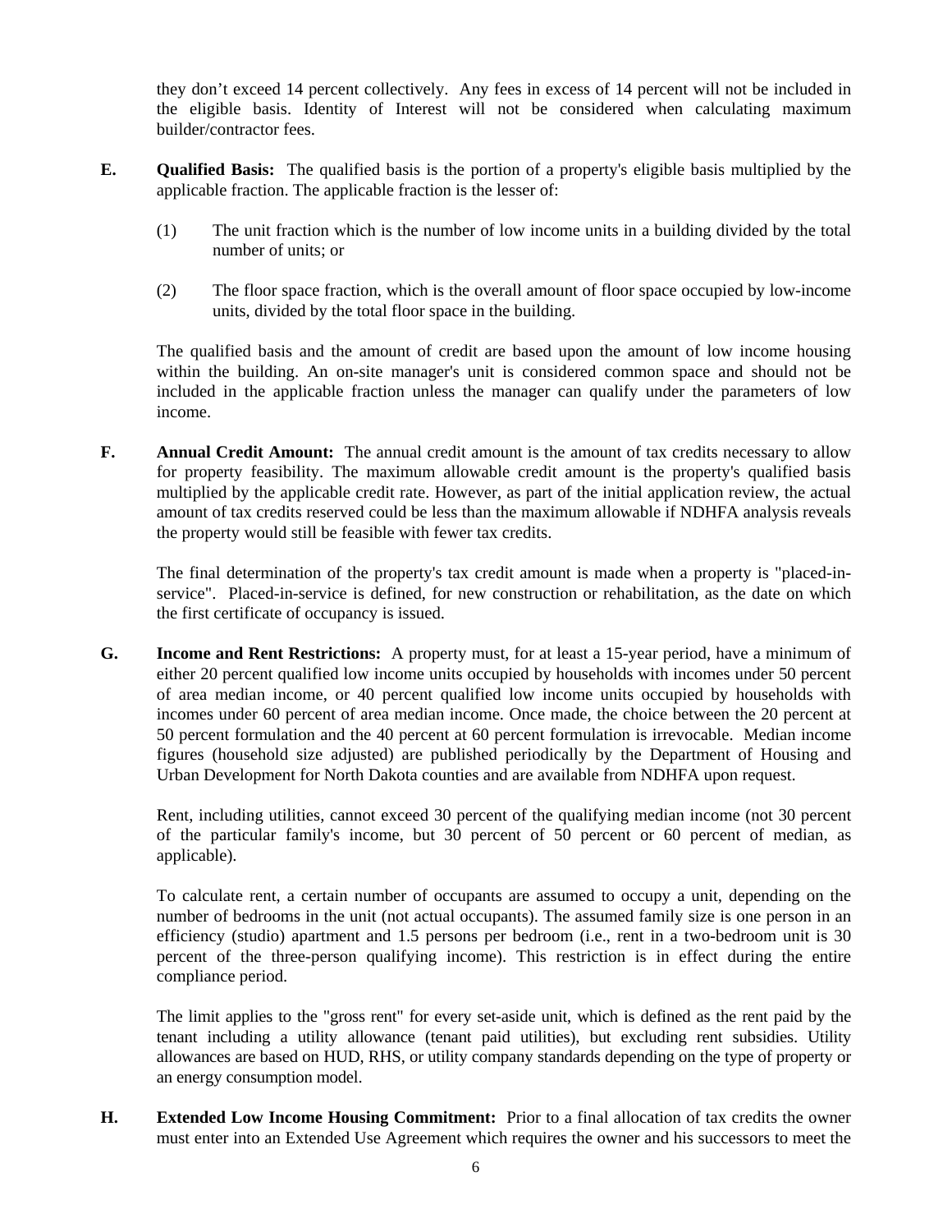they don't exceed 14 percent collectively. Any fees in excess of 14 percent will not be included in the eligible basis. Identity of Interest will not be considered when calculating maximum builder/contractor fees.

**E. Qualified Basis:** The qualified basis is the portion of a property's eligible basis multiplied by the applicable fraction. The applicable fraction is the lesser of:

(1) The unit fraction which is the number of low income units in a building divided by the total number of units; or

(2) The floor space fraction, which is the overall amount of floor space occupied by low-income units, divided by the total floor space in the building.

The qualified basis and the amount of credit are based upon the amount of low income housing within the building. An on-site manager's unit is considered common space and should not be included in the applicable fraction unless the manager can qualify under the parameters of low income.

**F. Annual Credit Amount:** The annual credit amount is the amount of tax credits necessary to allow for property feasibility. The maximum allowable credit amount is the property's qualified basis multiplied by the applicable credit rate. However, as part of the initial application review, the actual amount of tax credits reserved could be less than the maximum allowable if NDHFA analysis reveals the property would still be feasible with fewer tax credits.

The final determination of the property's tax credit amount is made when a property is "placed-in-service". Placed-in-service is defined, for new construction or rehabilitation, as the date on which the first certificate of occupancy is issued.

**G. Income and Rent Restrictions:** A property must, for at least a 15-year period, have a minimum of either 20 percent qualified low income units occupied by households with incomes under 50 percent of area median income, or 40 percent qualified low income units occupied by households with incomes under 60 percent of area median income. Once made, the choice between the 20 percent at 50 percent formulation and the 40 percent at 60 percent formulation is irrevocable. Median income figures (household size adjusted) are published periodically by the Department of Housing and Urban Development for North Dakota counties and are available from NDHFA upon request.

Rent, including utilities, cannot exceed 30 percent of the qualifying median income (not 30 percent of the particular family's income, but 30 percent of 50 percent or 60 percent of median, as applicable).

To calculate rent, a certain number of occupants are assumed to occupy a unit, depending on the number of bedrooms in the unit (not actual occupants). The assumed family size is one person in an efficiency (studio) apartment and 1.5 persons per bedroom (i.e., rent in a two-bedroom unit is 30 percent of the three-person qualifying income). This restriction is in effect during the entire compliance period.

The limit applies to the "gross rent" for every set-aside unit, which is defined as the rent paid by the tenant including a utility allowance (tenant paid utilities), but excluding rent subsidies. Utility allowances are based on HUD, RHS, or utility company standards depending on the type of property or an energy consumption model.

**H. Extended Low Income Housing Commitment:** Prior to a final allocation of tax credits the owner must enter into an Extended Use Agreement which requires the owner and his successors to meet the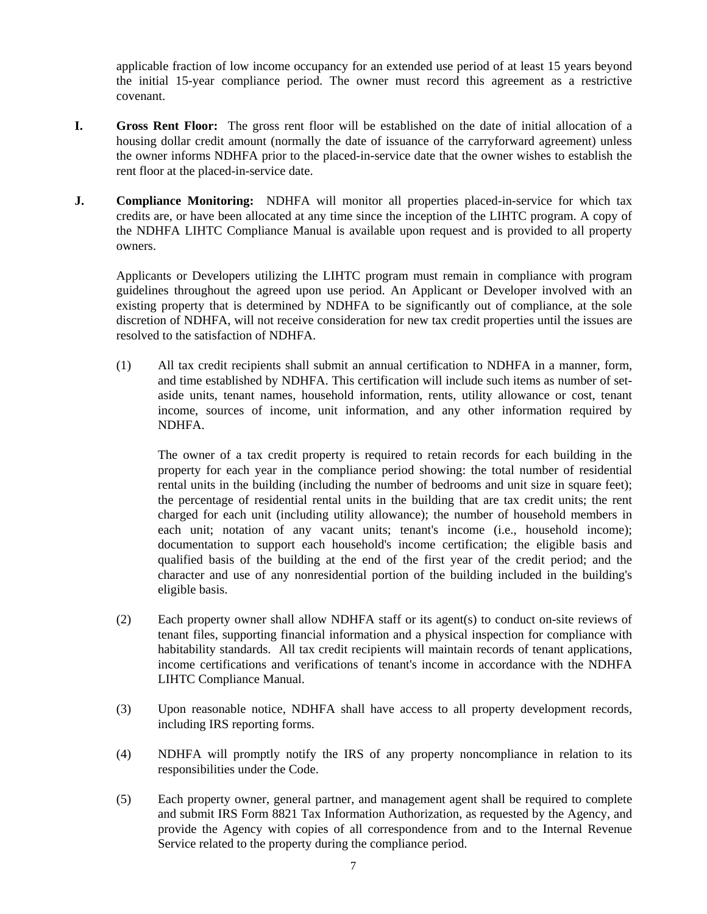applicable fraction of low income occupancy for an extended use period of at least 15 years beyond the initial 15-year compliance period. The owner must record this agreement as a restrictive covenant.

**I. Gross Rent Floor:** The gross rent floor will be established on the date of initial allocation of a housing dollar credit amount (normally the date of issuance of the carryforward agreement) unless the owner informs NDHFA prior to the placed-in-service date that the owner wishes to establish the rent floor at the placed-in-service date.

**J. Compliance Monitoring:** NDHFA will monitor all properties placed-in-service for which tax credits are, or have been allocated at any time since the inception of the LIHTC program. A copy of the NDHFA LIHTC Compliance Manual is available upon request and is provided to all property owners.

Applicants or Developers utilizing the LIHTC program must remain in compliance with program guidelines throughout the agreed upon use period. An Applicant or Developer involved with an existing property that is determined by NDHFA to be significantly out of compliance, at the sole discretion of NDHFA, will not receive consideration for new tax credit properties until the issues are resolved to the satisfaction of NDHFA.

(1) All tax credit recipients shall submit an annual certification to NDHFA in a manner, form, and time established by NDHFA. This certification will include such items as number of set-aside units, tenant names, household information, rents, utility allowance or cost, tenant income, sources of income, unit information, and any other information required by NDHFA.

The owner of a tax credit property is required to retain records for each building in the property for each year in the compliance period showing: the total number of residential rental units in the building (including the number of bedrooms and unit size in square feet); the percentage of residential rental units in the building that are tax credit units; the rent charged for each unit (including utility allowance); the number of household members in each unit; notation of any vacant units; tenant's income (i.e., household income); documentation to support each household's income certification; the eligible basis and qualified basis of the building at the end of the first year of the credit period; and the character and use of any nonresidential portion of the building included in the building's eligible basis.

(2) Each property owner shall allow NDHFA staff or its agent(s) to conduct on-site reviews of tenant files, supporting financial information and a physical inspection for compliance with habitability standards. All tax credit recipients will maintain records of tenant applications, income certifications and verifications of tenant's income in accordance with the NDHFA LIHTC Compliance Manual.

(3) Upon reasonable notice, NDHFA shall have access to all property development records, including IRS reporting forms.

(4) NDHFA will promptly notify the IRS of any property noncompliance in relation to its responsibilities under the Code.

(5) Each property owner, general partner, and management agent shall be required to complete and submit IRS Form 8821 Tax Information Authorization, as requested by the Agency, and provide the Agency with copies of all correspondence from and to the Internal Revenue Service related to the property during the compliance period.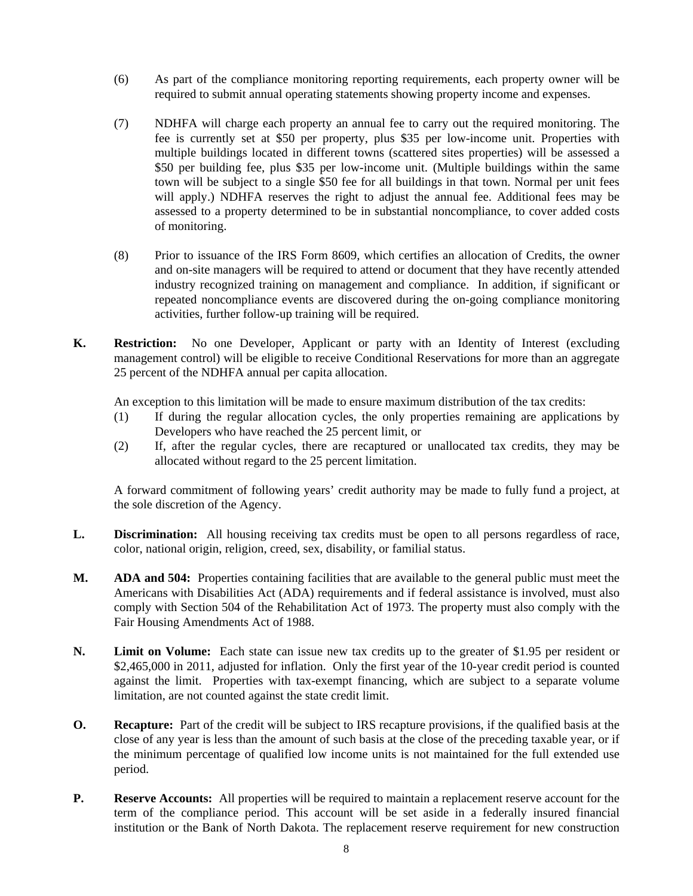(6) As part of the compliance monitoring reporting requirements, each property owner will be required to submit annual operating statements showing property income and expenses.

(7) NDHFA will charge each property an annual fee to carry out the required monitoring. The fee is currently set at $50 per property, plus $35 per low-income unit. Properties with multiple buildings located in different towns (scattered sites properties) will be assessed a $50 per building fee, plus $35 per low-income unit. (Multiple buildings within the same town will be subject to a single $50 fee for all buildings in that town. Normal per unit fees will apply.) NDHFA reserves the right to adjust the annual fee. Additional fees may be assessed to a property determined to be in substantial noncompliance, to cover added costs of monitoring.

(8) Prior to issuance of the IRS Form 8609, which certifies an allocation of Credits, the owner and on-site managers will be required to attend or document that they have recently attended industry recognized training on management and compliance. In addition, if significant or repeated noncompliance events are discovered during the on-going compliance monitoring activities, further follow-up training will be required.

**K.** **Restriction:** No one Developer, Applicant or party with an Identity of Interest (excluding management control) will be eligible to receive Conditional Reservations for more than an aggregate 25 percent of the NDHFA annual per capita allocation.

An exception to this limitation will be made to ensure maximum distribution of the tax credits:

(1) If during the regular allocation cycles, the only properties remaining are applications by Developers who have reached the 25 percent limit, or

(2) If, after the regular cycles, there are recaptured or unallocated tax credits, they may be allocated without regard to the 25 percent limitation.

A forward commitment of following years' credit authority may be made to fully fund a project, at the sole discretion of the Agency.

**L.** **Discrimination:** All housing receiving tax credits must be open to all persons regardless of race, color, national origin, religion, creed, sex, disability, or familial status.

**M.** **ADA and 504:** Properties containing facilities that are available to the general public must meet the Americans with Disabilities Act (ADA) requirements and if federal assistance is involved, must also comply with Section 504 of the Rehabilitation Act of 1973. The property must also comply with the Fair Housing Amendments Act of 1988.

**N.** **Limit on Volume:** Each state can issue new tax credits up to the greater of $1.95 per resident or $2,465,000 in 2011, adjusted for inflation. Only the first year of the 10-year credit period is counted against the limit. Properties with tax-exempt financing, which are subject to a separate volume limitation, are not counted against the state credit limit.

**O.** **Recapture:** Part of the credit will be subject to IRS recapture provisions, if the qualified basis at the close of any year is less than the amount of such basis at the close of the preceding taxable year, or if the minimum percentage of qualified low income units is not maintained for the full extended use period.

**P.** **Reserve Accounts:** All properties will be required to maintain a replacement reserve account for the term of the compliance period. This account will be set aside in a federally insured financial institution or the Bank of North Dakota. The replacement reserve requirement for new construction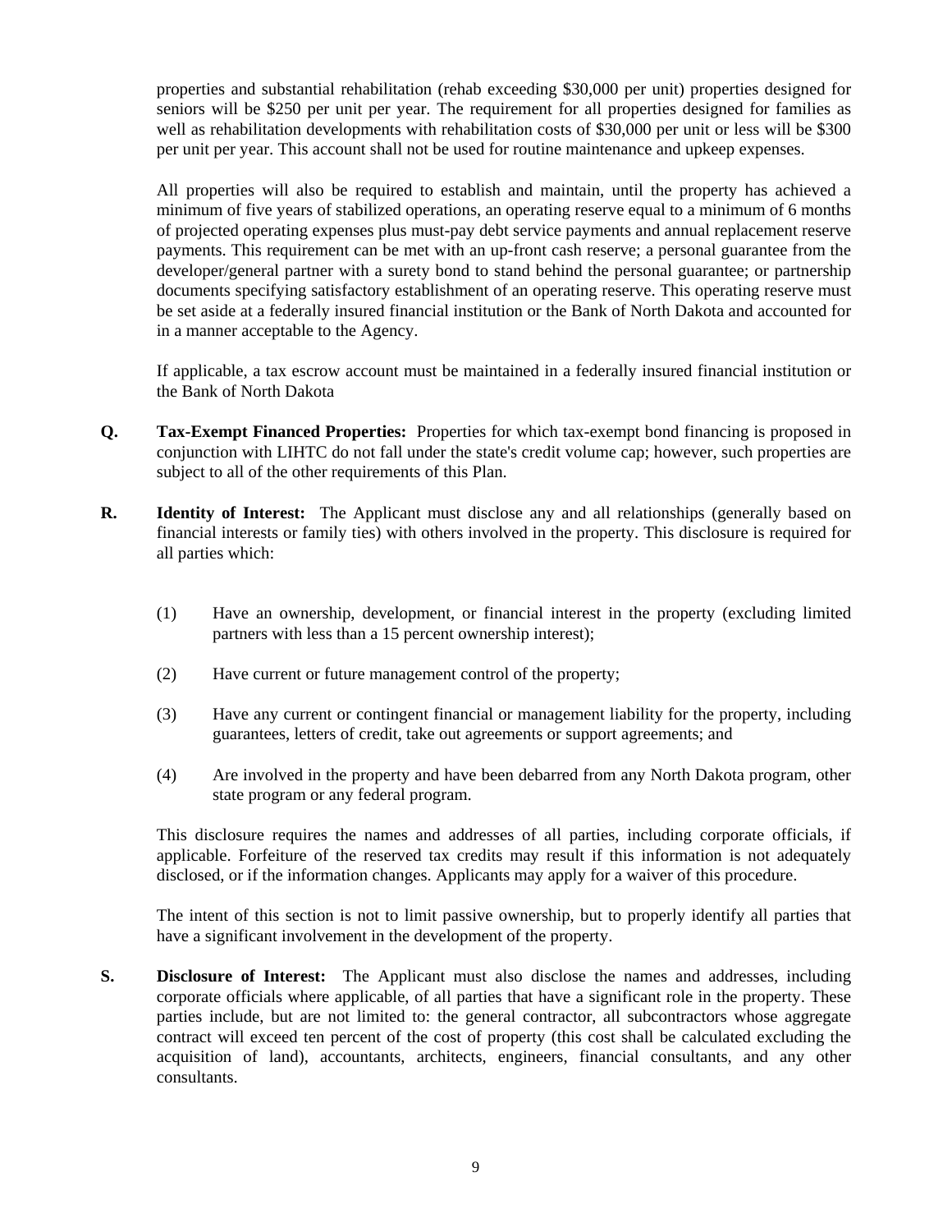properties and substantial rehabilitation (rehab exceeding $30,000 per unit) properties designed for seniors will be $250 per unit per year. The requirement for all properties designed for families as well as rehabilitation developments with rehabilitation costs of $30,000 per unit or less will be $300 per unit per year. This account shall not be used for routine maintenance and upkeep expenses.

All properties will also be required to establish and maintain, until the property has achieved a minimum of five years of stabilized operations, an operating reserve equal to a minimum of 6 months of projected operating expenses plus must-pay debt service payments and annual replacement reserve payments. This requirement can be met with an up-front cash reserve; a personal guarantee from the developer/general partner with a surety bond to stand behind the personal guarantee; or partnership documents specifying satisfactory establishment of an operating reserve. This operating reserve must be set aside at a federally insured financial institution or the Bank of North Dakota and accounted for in a manner acceptable to the Agency.

If applicable, a tax escrow account must be maintained in a federally insured financial institution or the Bank of North Dakota

**Q. Tax-Exempt Financed Properties:** Properties for which tax-exempt bond financing is proposed in conjunction with LIHTC do not fall under the state's credit volume cap; however, such properties are subject to all of the other requirements of this Plan.

**R. Identity of Interest:** The Applicant must disclose any and all relationships (generally based on financial interests or family ties) with others involved in the property. This disclosure is required for all parties which:

(1) Have an ownership, development, or financial interest in the property (excluding limited partners with less than a 15 percent ownership interest);

(2) Have current or future management control of the property;

(3) Have any current or contingent financial or management liability for the property, including guarantees, letters of credit, take out agreements or support agreements; and

(4) Are involved in the property and have been debarred from any North Dakota program, other state program or any federal program.

This disclosure requires the names and addresses of all parties, including corporate officials, if applicable. Forfeiture of the reserved tax credits may result if this information is not adequately disclosed, or if the information changes. Applicants may apply for a waiver of this procedure.

The intent of this section is not to limit passive ownership, but to properly identify all parties that have a significant involvement in the development of the property.

**S. Disclosure of Interest:** The Applicant must also disclose the names and addresses, including corporate officials where applicable, of all parties that have a significant role in the property. These parties include, but are not limited to: the general contractor, all subcontractors whose aggregate contract will exceed ten percent of the cost of property (this cost shall be calculated excluding the acquisition of land), accountants, architects, engineers, financial consultants, and any other consultants.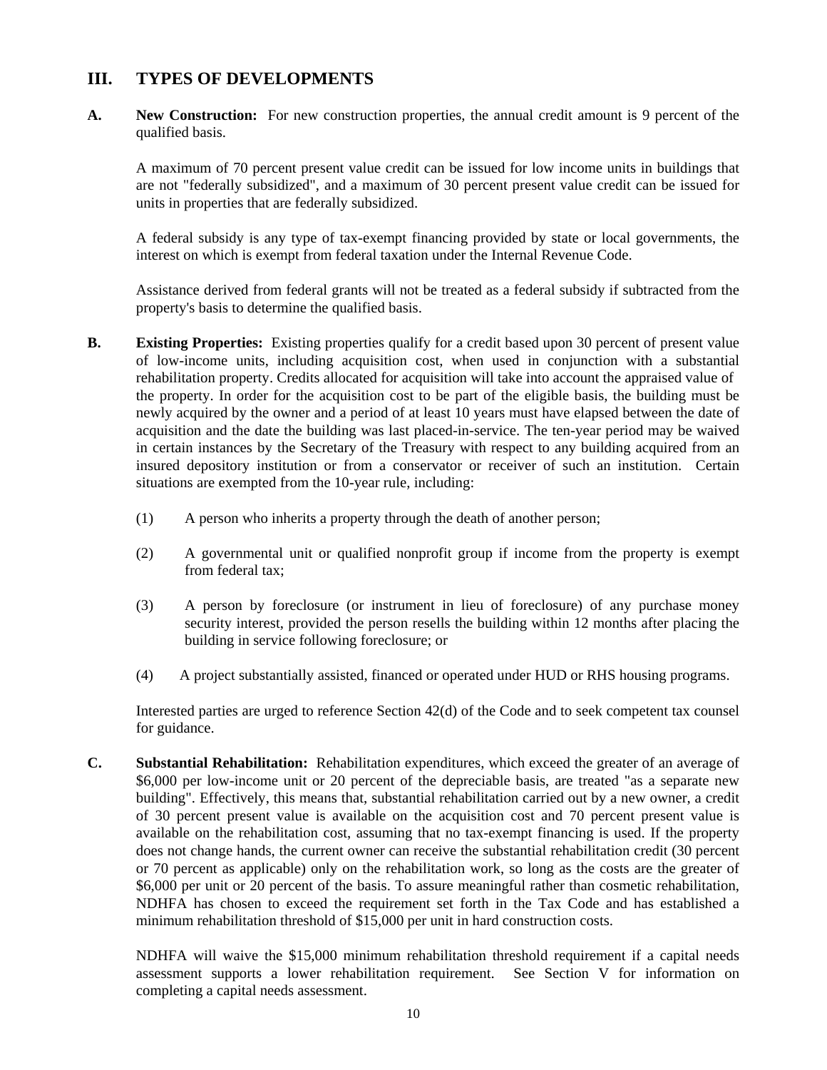## III. TYPES OF DEVELOPMENTS

**A. New Construction:** For new construction properties, the annual credit amount is 9 percent of the qualified basis.

A maximum of 70 percent present value credit can be issued for low income units in buildings that are not "federally subsidized", and a maximum of 30 percent present value credit can be issued for units in properties that are federally subsidized.

A federal subsidy is any type of tax-exempt financing provided by state or local governments, the interest on which is exempt from federal taxation under the Internal Revenue Code.

Assistance derived from federal grants will not be treated as a federal subsidy if subtracted from the property's basis to determine the qualified basis.

**B. Existing Properties:** Existing properties qualify for a credit based upon 30 percent of present value of low-income units, including acquisition cost, when used in conjunction with a substantial rehabilitation property. Credits allocated for acquisition will take into account the appraised value of the property. In order for the acquisition cost to be part of the eligible basis, the building must be newly acquired by the owner and a period of at least 10 years must have elapsed between the date of acquisition and the date the building was last placed-in-service. The ten-year period may be waived in certain instances by the Secretary of the Treasury with respect to any building acquired from an insured depository institution or from a conservator or receiver of such an institution. Certain situations are exempted from the 10-year rule, including:

(1) A person who inherits a property through the death of another person;

(2) A governmental unit or qualified nonprofit group if income from the property is exempt from federal tax;

(3) A person by foreclosure (or instrument in lieu of foreclosure) of any purchase money security interest, provided the person resells the building within 12 months after placing the building in service following foreclosure; or

(4) A project substantially assisted, financed or operated under HUD or RHS housing programs.

Interested parties are urged to reference Section 42(d) of the Code and to seek competent tax counsel for guidance.

**C. Substantial Rehabilitation:** Rehabilitation expenditures, which exceed the greater of an average of $6,000 per low-income unit or 20 percent of the depreciable basis, are treated "as a separate new building". Effectively, this means that, substantial rehabilitation carried out by a new owner, a credit of 30 percent present value is available on the acquisition cost and 70 percent present value is available on the rehabilitation cost, assuming that no tax-exempt financing is used. If the property does not change hands, the current owner can receive the substantial rehabilitation credit (30 percent or 70 percent as applicable) only on the rehabilitation work, so long as the costs are the greater of $6,000 per unit or 20 percent of the basis. To assure meaningful rather than cosmetic rehabilitation, NDHFA has chosen to exceed the requirement set forth in the Tax Code and has established a minimum rehabilitation threshold of $15,000 per unit in hard construction costs.

NDHFA will waive the $15,000 minimum rehabilitation threshold requirement if a capital needs assessment supports a lower rehabilitation requirement. See Section V for information on completing a capital needs assessment.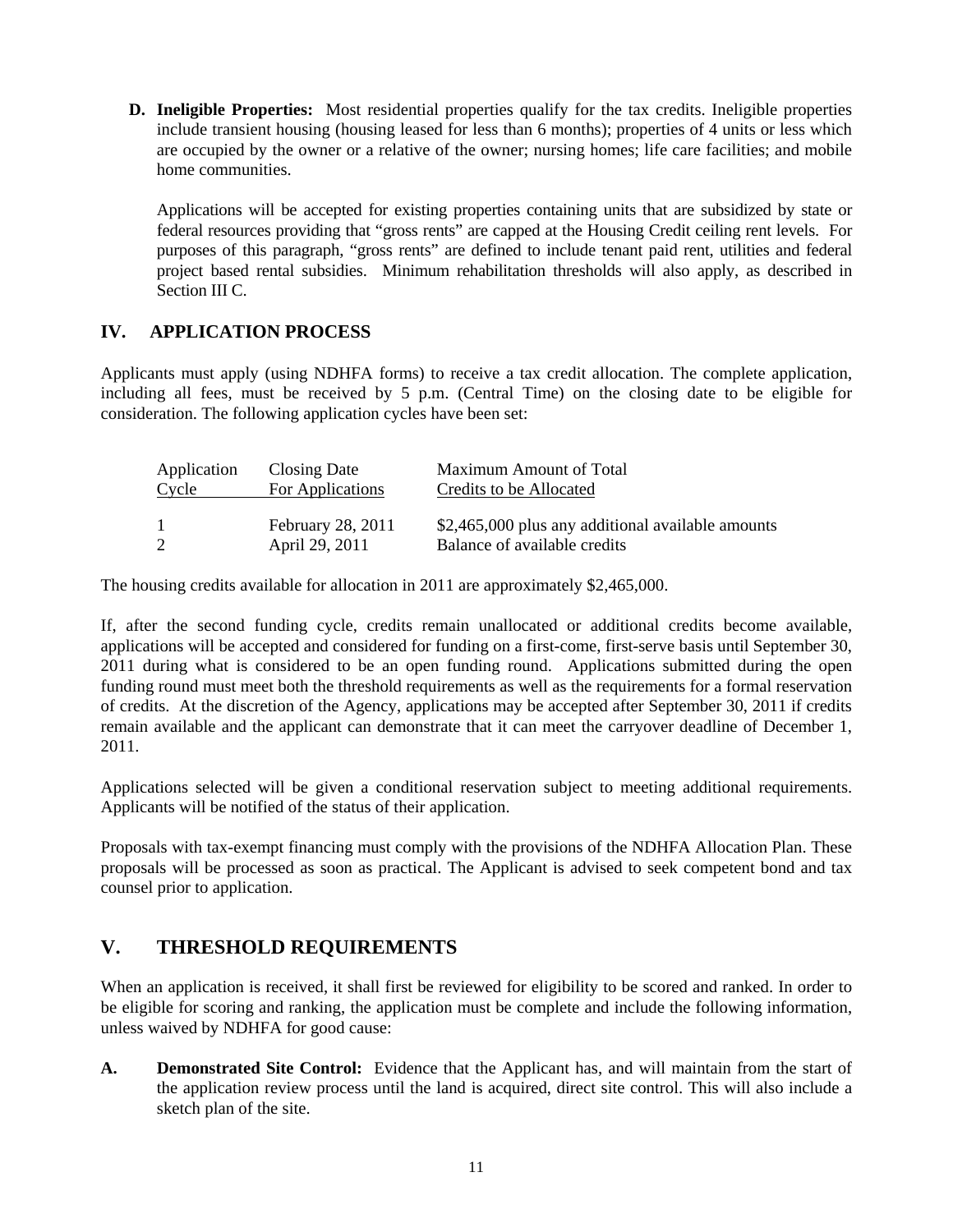**D. Ineligible Properties:** Most residential properties qualify for the tax credits. Ineligible properties include transient housing (housing leased for less than 6 months); properties of 4 units or less which are occupied by the owner or a relative of the owner; nursing homes; life care facilities; and mobile home communities.

Applications will be accepted for existing properties containing units that are subsidized by state or federal resources providing that "gross rents" are capped at the Housing Credit ceiling rent levels. For purposes of this paragraph, "gross rents" are defined to include tenant paid rent, utilities and federal project based rental subsidies. Minimum rehabilitation thresholds will also apply, as described in Section III C.

## IV. APPLICATION PROCESS

Applicants must apply (using NDHFA forms) to receive a tax credit allocation. The complete application, including all fees, must be received by 5 p.m. (Central Time) on the closing date to be eligible for consideration. The following application cycles have been set:

| Application Cycle | Closing Date For Applications | Maximum Amount of Total Credits to be Allocated |
|---|---|---|
| 1 | February 28, 2011 | \$2,465,000 plus any additional available amounts |
| 2 | April 29, 2011 | Balance of available credits |

The housing credits available for allocation in 2011 are approximately \$2,465,000.

If, after the second funding cycle, credits remain unallocated or additional credits become available, applications will be accepted and considered for funding on a first-come, first-serve basis until September 30, 2011 during what is considered to be an open funding round. Applications submitted during the open funding round must meet both the threshold requirements as well as the requirements for a formal reservation of credits. At the discretion of the Agency, applications may be accepted after September 30, 2011 if credits remain available and the applicant can demonstrate that it can meet the carryover deadline of December 1, 2011.

Applications selected will be given a conditional reservation subject to meeting additional requirements. Applicants will be notified of the status of their application.

Proposals with tax-exempt financing must comply with the provisions of the NDHFA Allocation Plan. These proposals will be processed as soon as practical. The Applicant is advised to seek competent bond and tax counsel prior to application.

## V. THRESHOLD REQUIREMENTS

When an application is received, it shall first be reviewed for eligibility to be scored and ranked. In order to be eligible for scoring and ranking, the application must be complete and include the following information, unless waived by NDHFA for good cause:

**A. Demonstrated Site Control:** Evidence that the Applicant has, and will maintain from the start of the application review process until the land is acquired, direct site control. This will also include a sketch plan of the site.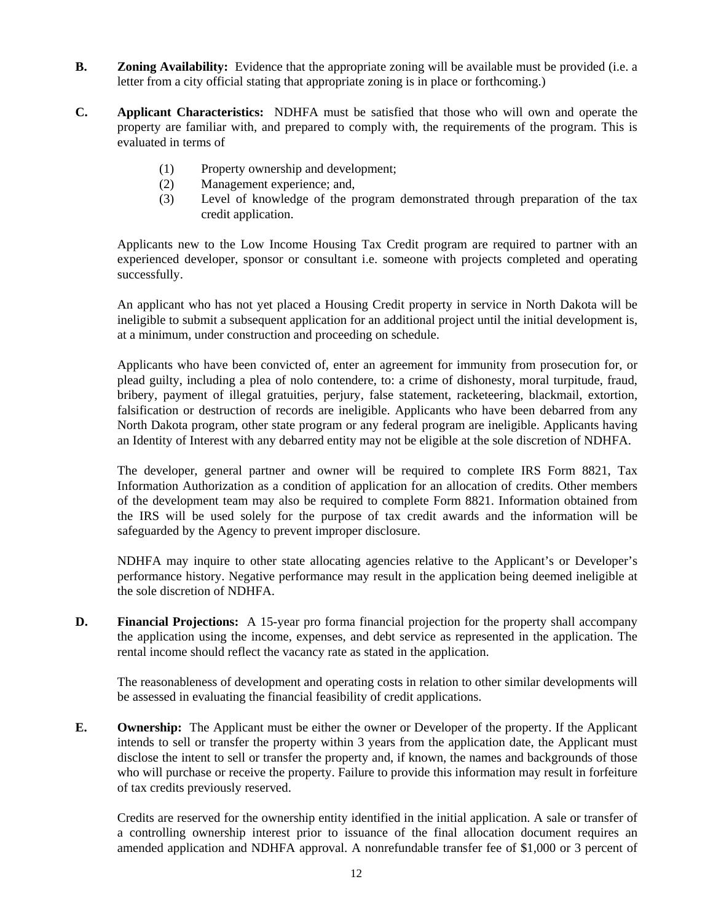**B.** **Zoning Availability:** Evidence that the appropriate zoning will be available must be provided (i.e. a letter from a city official stating that appropriate zoning is in place or forthcoming.)

**C.** **Applicant Characteristics:** NDHFA must be satisfied that those who will own and operate the property are familiar with, and prepared to comply with, the requirements of the program. This is evaluated in terms of

(1) Property ownership and development;
(2) Management experience; and,
(3) Level of knowledge of the program demonstrated through preparation of the tax credit application.

Applicants new to the Low Income Housing Tax Credit program are required to partner with an experienced developer, sponsor or consultant i.e. someone with projects completed and operating successfully.

An applicant who has not yet placed a Housing Credit property in service in North Dakota will be ineligible to submit a subsequent application for an additional project until the initial development is, at a minimum, under construction and proceeding on schedule.

Applicants who have been convicted of, enter an agreement for immunity from prosecution for, or plead guilty, including a plea of nolo contendere, to: a crime of dishonesty, moral turpitude, fraud, bribery, payment of illegal gratuities, perjury, false statement, racketeering, blackmail, extortion, falsification or destruction of records are ineligible. Applicants who have been debarred from any North Dakota program, other state program or any federal program are ineligible. Applicants having an Identity of Interest with any debarred entity may not be eligible at the sole discretion of NDHFA.

The developer, general partner and owner will be required to complete IRS Form 8821, Tax Information Authorization as a condition of application for an allocation of credits. Other members of the development team may also be required to complete Form 8821. Information obtained from the IRS will be used solely for the purpose of tax credit awards and the information will be safeguarded by the Agency to prevent improper disclosure.

NDHFA may inquire to other state allocating agencies relative to the Applicant's or Developer's performance history. Negative performance may result in the application being deemed ineligible at the sole discretion of NDHFA.

**D.** **Financial Projections:** A 15-year pro forma financial projection for the property shall accompany the application using the income, expenses, and debt service as represented in the application. The rental income should reflect the vacancy rate as stated in the application.

The reasonableness of development and operating costs in relation to other similar developments will be assessed in evaluating the financial feasibility of credit applications.

**E.** **Ownership:** The Applicant must be either the owner or Developer of the property. If the Applicant intends to sell or transfer the property within 3 years from the application date, the Applicant must disclose the intent to sell or transfer the property and, if known, the names and backgrounds of those who will purchase or receive the property. Failure to provide this information may result in forfeiture of tax credits previously reserved.

Credits are reserved for the ownership entity identified in the initial application. A sale or transfer of a controlling ownership interest prior to issuance of the final allocation document requires an amended application and NDHFA approval. A nonrefundable transfer fee of $1,000 or 3 percent of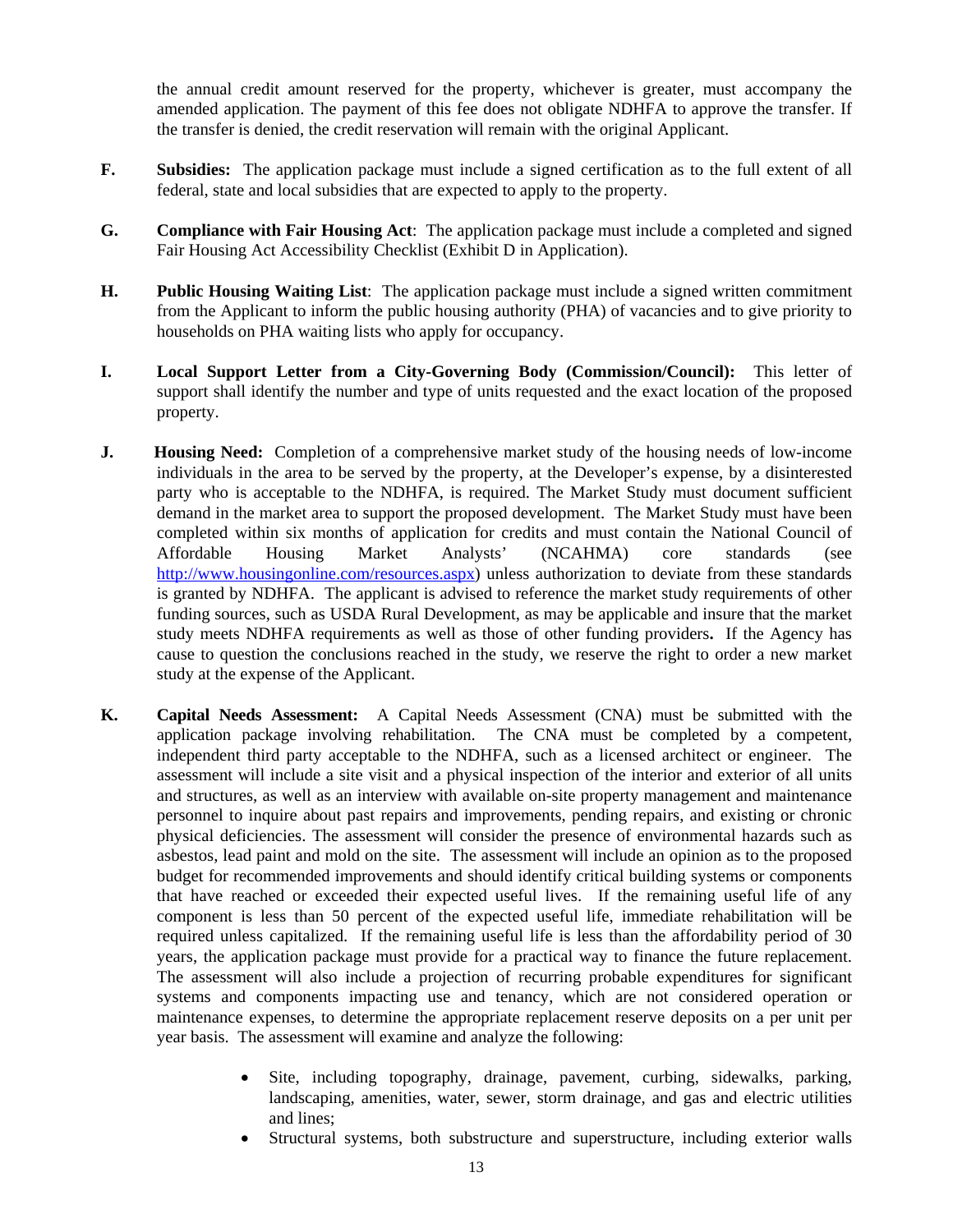the annual credit amount reserved for the property, whichever is greater, must accompany the amended application. The payment of this fee does not obligate NDHFA to approve the transfer. If the transfer is denied, the credit reservation will remain with the original Applicant.

**F. Subsidies:** The application package must include a signed certification as to the full extent of all federal, state and local subsidies that are expected to apply to the property.

**G. Compliance with Fair Housing Act**: The application package must include a completed and signed Fair Housing Act Accessibility Checklist (Exhibit D in Application).

**H. Public Housing Waiting List**: The application package must include a signed written commitment from the Applicant to inform the public housing authority (PHA) of vacancies and to give priority to households on PHA waiting lists who apply for occupancy.

**I. Local Support Letter from a City-Governing Body (Commission/Council):** This letter of support shall identify the number and type of units requested and the exact location of the proposed property.

**J. Housing Need:** Completion of a comprehensive market study of the housing needs of low-income individuals in the area to be served by the property, at the Developer's expense, by a disinterested party who is acceptable to the NDHFA, is required. The Market Study must document sufficient demand in the market area to support the proposed development. The Market Study must have been completed within six months of application for credits and must contain the National Council of Affordable Housing Market Analysts' (NCAHMA) core standards (see http://www.housingonline.com/resources.aspx) unless authorization to deviate from these standards is granted by NDHFA. The applicant is advised to reference the market study requirements of other funding sources, such as USDA Rural Development, as may be applicable and insure that the market study meets NDHFA requirements as well as those of other funding providers**.** If the Agency has cause to question the conclusions reached in the study, we reserve the right to order a new market study at the expense of the Applicant.

**K. Capital Needs Assessment:** A Capital Needs Assessment (CNA) must be submitted with the application package involving rehabilitation. The CNA must be completed by a competent, independent third party acceptable to the NDHFA, such as a licensed architect or engineer. The assessment will include a site visit and a physical inspection of the interior and exterior of all units and structures, as well as an interview with available on-site property management and maintenance personnel to inquire about past repairs and improvements, pending repairs, and existing or chronic physical deficiencies. The assessment will consider the presence of environmental hazards such as asbestos, lead paint and mold on the site. The assessment will include an opinion as to the proposed budget for recommended improvements and should identify critical building systems or components that have reached or exceeded their expected useful lives. If the remaining useful life of any component is less than 50 percent of the expected useful life, immediate rehabilitation will be required unless capitalized. If the remaining useful life is less than the affordability period of 30 years, the application package must provide for a practical way to finance the future replacement. The assessment will also include a projection of recurring probable expenditures for significant systems and components impacting use and tenancy, which are not considered operation or maintenance expenses, to determine the appropriate replacement reserve deposits on a per unit per year basis. The assessment will examine and analyze the following:

- Site, including topography, drainage, pavement, curbing, sidewalks, parking, landscaping, amenities, water, sewer, storm drainage, and gas and electric utilities and lines;
- Structural systems, both substructure and superstructure, including exterior walls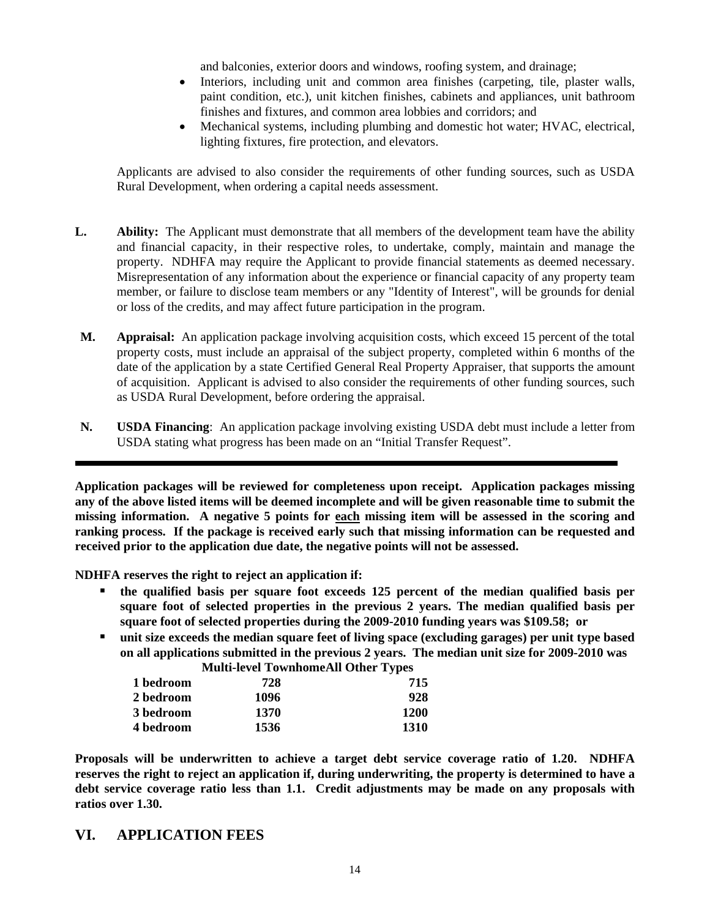and balconies, exterior doors and windows, roofing system, and drainage;

- Interiors, including unit and common area finishes (carpeting, tile, plaster walls, paint condition, etc.), unit kitchen finishes, cabinets and appliances, unit bathroom finishes and fixtures, and common area lobbies and corridors; and
- Mechanical systems, including plumbing and domestic hot water; HVAC, electrical, lighting fixtures, fire protection, and elevators.

Applicants are advised to also consider the requirements of other funding sources, such as USDA Rural Development, when ordering a capital needs assessment.

**L. Ability:** The Applicant must demonstrate that all members of the development team have the ability and financial capacity, in their respective roles, to undertake, comply, maintain and manage the property. NDHFA may require the Applicant to provide financial statements as deemed necessary. Misrepresentation of any information about the experience or financial capacity of any property team member, or failure to disclose team members or any "Identity of Interest", will be grounds for denial or loss of the credits, and may affect future participation in the program.

**M. Appraisal:** An application package involving acquisition costs, which exceed 15 percent of the total property costs, must include an appraisal of the subject property, completed within 6 months of the date of the application by a state Certified General Real Property Appraiser, that supports the amount of acquisition. Applicant is advised to also consider the requirements of other funding sources, such as USDA Rural Development, before ordering the appraisal.

**N. USDA Financing**: An application package involving existing USDA debt must include a letter from USDA stating what progress has been made on an "Initial Transfer Request".

---

**Application packages will be reviewed for completeness upon receipt. Application packages missing any of the above listed items will be deemed incomplete and will be given reasonable time to submit the missing information. A negative 5 points for <u>each</u> missing item will be assessed in the scoring and ranking process. If the package is received early such that missing information can be requested and received prior to the application due date, the negative points will not be assessed.**

**NDHFA reserves the right to reject an application if:**

- **the qualified basis per square foot exceeds 125 percent of the median qualified basis per square foot of selected properties in the previous 2 years. The median qualified basis per square foot of selected properties during the 2009-2010 funding years was $109.58; or**
- **unit size exceeds the median square feet of living space (excluding garages) per unit type based on all applications submitted in the previous 2 years. The median unit size for 2009-2010 was**

| | Multi-level Townhome | All Other Types |
|---|---|---|
| **1 bedroom** | **728** | **715** |
| **2 bedroom** | **1096** | **928** |
| **3 bedroom** | **1370** | **1200** |
| **4 bedroom** | **1536** | **1310** |

**Proposals will be underwritten to achieve a target debt service coverage ratio of 1.20. NDHFA reserves the right to reject an application if, during underwriting, the property is determined to have a debt service coverage ratio less than 1.1. Credit adjustments may be made on any proposals with ratios over 1.30.**

## VI. APPLICATION FEES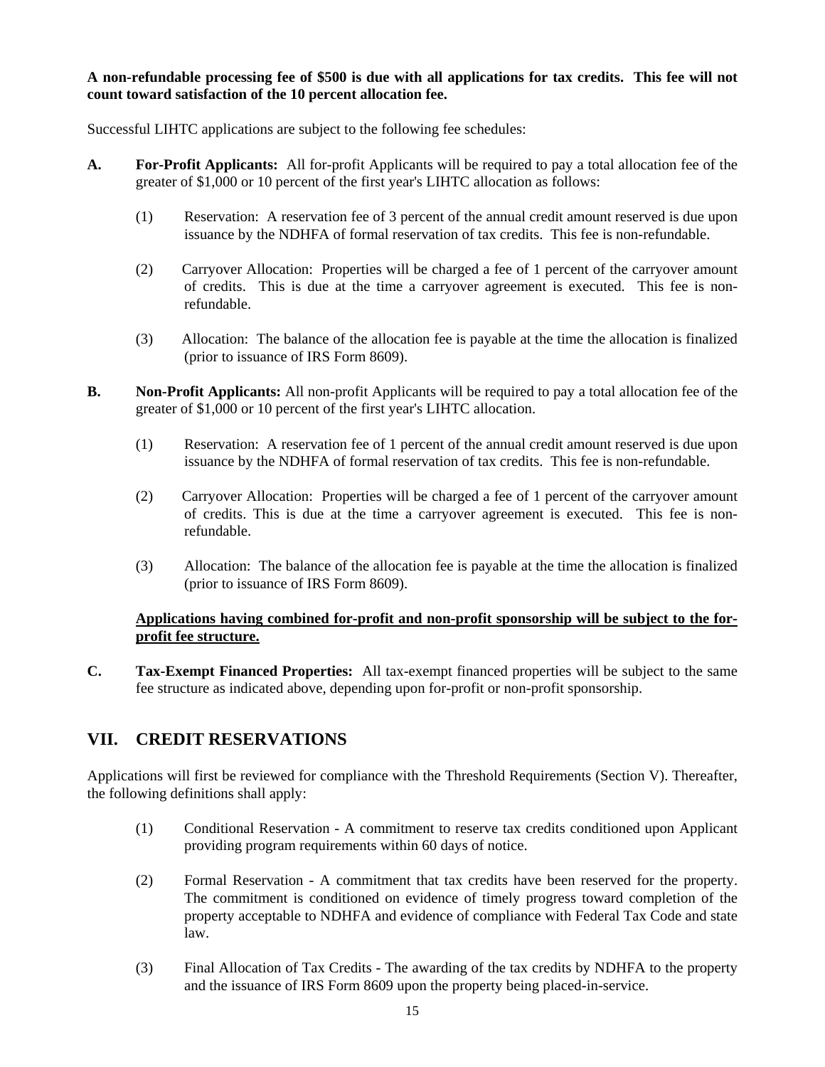**A non-refundable processing fee of $500 is due with all applications for tax credits. This fee will not count toward satisfaction of the 10 percent allocation fee.**

Successful LIHTC applications are subject to the following fee schedules:

**A. For-Profit Applicants:** All for-profit Applicants will be required to pay a total allocation fee of the greater of $1,000 or 10 percent of the first year's LIHTC allocation as follows:

(1) Reservation: A reservation fee of 3 percent of the annual credit amount reserved is due upon issuance by the NDHFA of formal reservation of tax credits. This fee is non-refundable.

(2) Carryover Allocation: Properties will be charged a fee of 1 percent of the carryover amount of credits. This is due at the time a carryover agreement is executed. This fee is non-refundable.

(3) Allocation: The balance of the allocation fee is payable at the time the allocation is finalized (prior to issuance of IRS Form 8609).

**B. Non-Profit Applicants:** All non-profit Applicants will be required to pay a total allocation fee of the greater of $1,000 or 10 percent of the first year's LIHTC allocation.

(1) Reservation: A reservation fee of 1 percent of the annual credit amount reserved is due upon issuance by the NDHFA of formal reservation of tax credits. This fee is non-refundable.

(2) Carryover Allocation: Properties will be charged a fee of 1 percent of the carryover amount of credits. This is due at the time a carryover agreement is executed. This fee is non-refundable.

(3) Allocation: The balance of the allocation fee is payable at the time the allocation is finalized (prior to issuance of IRS Form 8609).

**<u>Applications having combined for-profit and non-profit sponsorship will be subject to the for-profit fee structure.</u>**

**C. Tax-Exempt Financed Properties:** All tax-exempt financed properties will be subject to the same fee structure as indicated above, depending upon for-profit or non-profit sponsorship.

## VII. CREDIT RESERVATIONS

Applications will first be reviewed for compliance with the Threshold Requirements (Section V). Thereafter, the following definitions shall apply:

(1) Conditional Reservation - A commitment to reserve tax credits conditioned upon Applicant providing program requirements within 60 days of notice.

(2) Formal Reservation - A commitment that tax credits have been reserved for the property. The commitment is conditioned on evidence of timely progress toward completion of the property acceptable to NDHFA and evidence of compliance with Federal Tax Code and state law.

(3) Final Allocation of Tax Credits - The awarding of the tax credits by NDHFA to the property and the issuance of IRS Form 8609 upon the property being placed-in-service.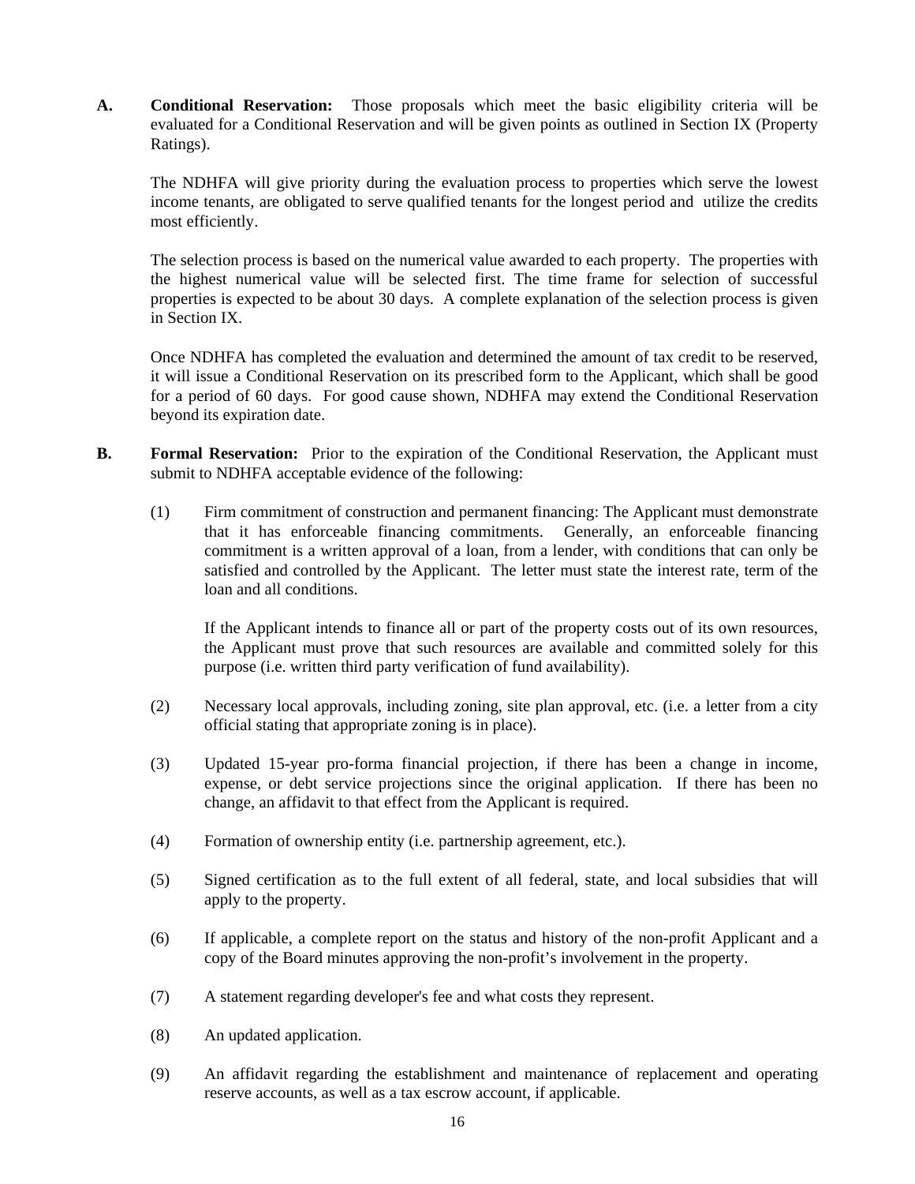**A. Conditional Reservation:** Those proposals which meet the basic eligibility criteria will be evaluated for a Conditional Reservation and will be given points as outlined in Section IX (Property Ratings).

The NDHFA will give priority during the evaluation process to properties which serve the lowest income tenants, are obligated to serve qualified tenants for the longest period and utilize the credits most efficiently.

The selection process is based on the numerical value awarded to each property. The properties with the highest numerical value will be selected first. The time frame for selection of successful properties is expected to be about 30 days. A complete explanation of the selection process is given in Section IX.

Once NDHFA has completed the evaluation and determined the amount of tax credit to be reserved, it will issue a Conditional Reservation on its prescribed form to the Applicant, which shall be good for a period of 60 days. For good cause shown, NDHFA may extend the Conditional Reservation beyond its expiration date.

**B. Formal Reservation:** Prior to the expiration of the Conditional Reservation, the Applicant must submit to NDHFA acceptable evidence of the following:

(1) Firm commitment of construction and permanent financing: The Applicant must demonstrate that it has enforceable financing commitments. Generally, an enforceable financing commitment is a written approval of a loan, from a lender, with conditions that can only be satisfied and controlled by the Applicant. The letter must state the interest rate, term of the loan and all conditions.

If the Applicant intends to finance all or part of the property costs out of its own resources, the Applicant must prove that such resources are available and committed solely for this purpose (i.e. written third party verification of fund availability).

(2) Necessary local approvals, including zoning, site plan approval, etc. (i.e. a letter from a city official stating that appropriate zoning is in place).

(3) Updated 15-year pro-forma financial projection, if there has been a change in income, expense, or debt service projections since the original application. If there has been no change, an affidavit to that effect from the Applicant is required.

(4) Formation of ownership entity (i.e. partnership agreement, etc.).

(5) Signed certification as to the full extent of all federal, state, and local subsidies that will apply to the property.

(6) If applicable, a complete report on the status and history of the non-profit Applicant and a copy of the Board minutes approving the non-profit's involvement in the property.

(7) A statement regarding developer's fee and what costs they represent.

(8) An updated application.

(9) An affidavit regarding the establishment and maintenance of replacement and operating reserve accounts, as well as a tax escrow account, if applicable.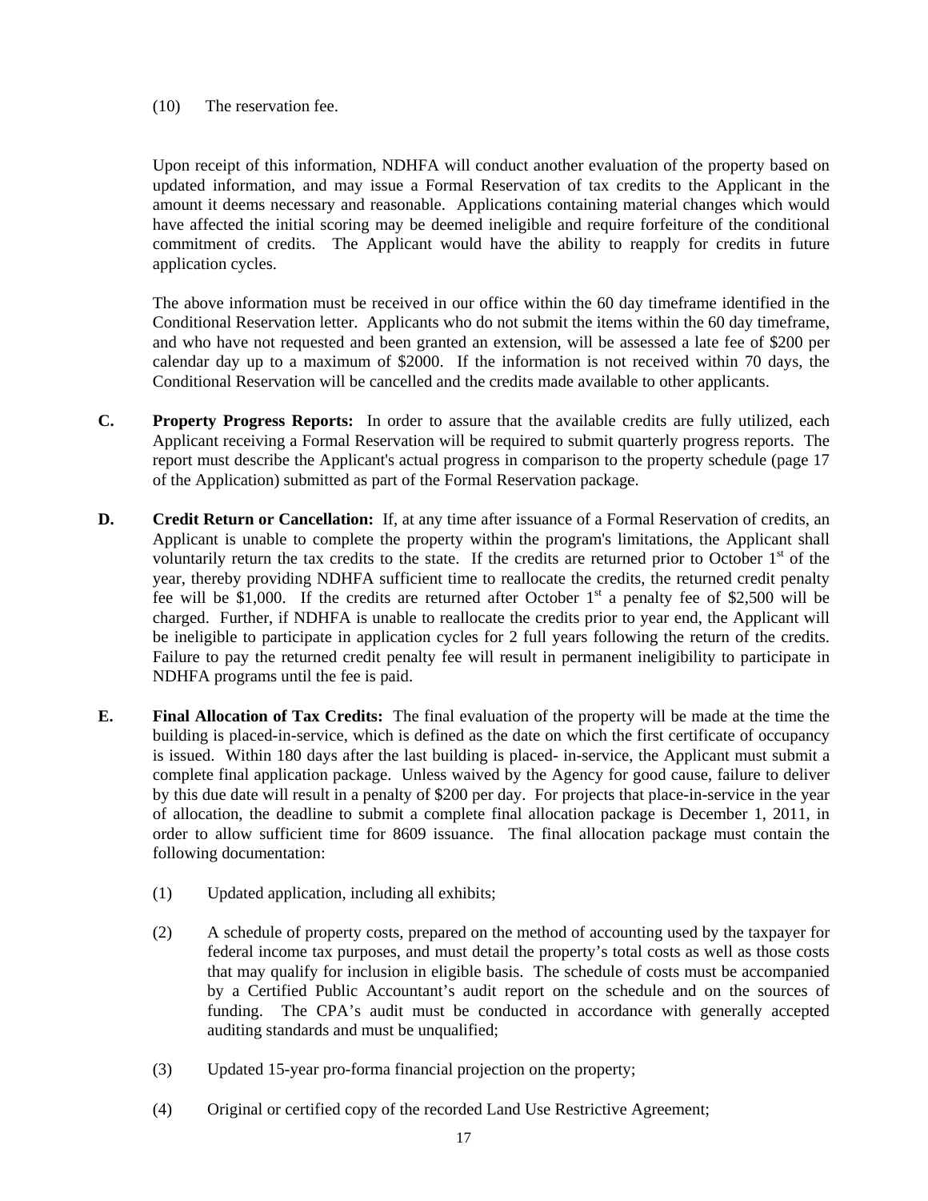(10) The reservation fee.

Upon receipt of this information, NDHFA will conduct another evaluation of the property based on updated information, and may issue a Formal Reservation of tax credits to the Applicant in the amount it deems necessary and reasonable. Applications containing material changes which would have affected the initial scoring may be deemed ineligible and require forfeiture of the conditional commitment of credits. The Applicant would have the ability to reapply for credits in future application cycles.

The above information must be received in our office within the 60 day timeframe identified in the Conditional Reservation letter. Applicants who do not submit the items within the 60 day timeframe, and who have not requested and been granted an extension, will be assessed a late fee of $200 per calendar day up to a maximum of $2000. If the information is not received within 70 days, the Conditional Reservation will be cancelled and the credits made available to other applicants.

**C. Property Progress Reports:** In order to assure that the available credits are fully utilized, each Applicant receiving a Formal Reservation will be required to submit quarterly progress reports. The report must describe the Applicant's actual progress in comparison to the property schedule (page 17 of the Application) submitted as part of the Formal Reservation package.

**D. Credit Return or Cancellation:** If, at any time after issuance of a Formal Reservation of credits, an Applicant is unable to complete the property within the program's limitations, the Applicant shall voluntarily return the tax credits to the state. If the credits are returned prior to October 1st of the year, thereby providing NDHFA sufficient time to reallocate the credits, the returned credit penalty fee will be $1,000. If the credits are returned after October 1st a penalty fee of $2,500 will be charged. Further, if NDHFA is unable to reallocate the credits prior to year end, the Applicant will be ineligible to participate in application cycles for 2 full years following the return of the credits. Failure to pay the returned credit penalty fee will result in permanent ineligibility to participate in NDHFA programs until the fee is paid.

**E. Final Allocation of Tax Credits:** The final evaluation of the property will be made at the time the building is placed-in-service, which is defined as the date on which the first certificate of occupancy is issued. Within 180 days after the last building is placed- in-service, the Applicant must submit a complete final application package. Unless waived by the Agency for good cause, failure to deliver by this due date will result in a penalty of $200 per day. For projects that place-in-service in the year of allocation, the deadline to submit a complete final allocation package is December 1, 2011, in order to allow sufficient time for 8609 issuance. The final allocation package must contain the following documentation:

(1) Updated application, including all exhibits;

(2) A schedule of property costs, prepared on the method of accounting used by the taxpayer for federal income tax purposes, and must detail the property's total costs as well as those costs that may qualify for inclusion in eligible basis. The schedule of costs must be accompanied by a Certified Public Accountant's audit report on the schedule and on the sources of funding. The CPA's audit must be conducted in accordance with generally accepted auditing standards and must be unqualified;

(3) Updated 15-year pro-forma financial projection on the property;

(4) Original or certified copy of the recorded Land Use Restrictive Agreement;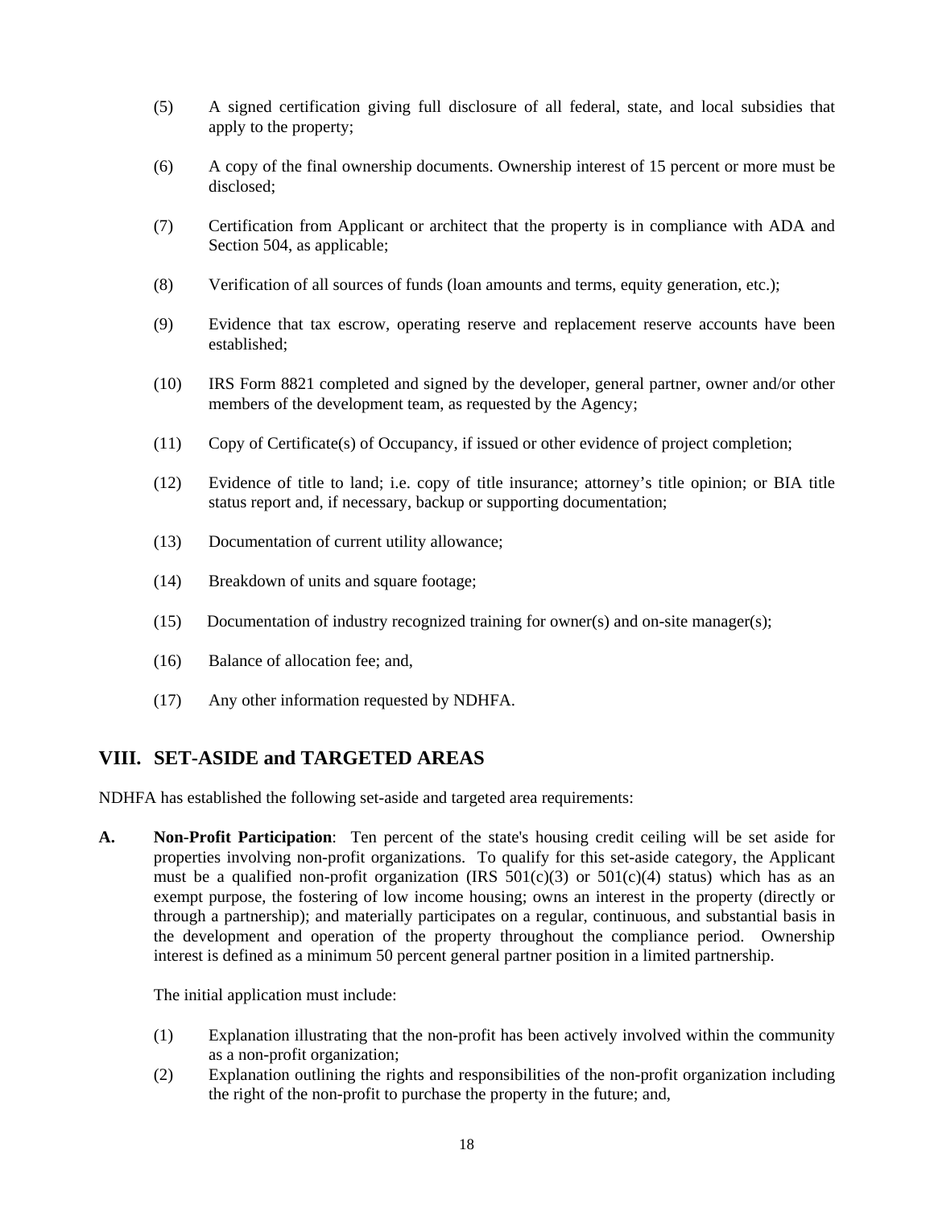(5) A signed certification giving full disclosure of all federal, state, and local subsidies that apply to the property;

(6) A copy of the final ownership documents. Ownership interest of 15 percent or more must be disclosed;

(7) Certification from Applicant or architect that the property is in compliance with ADA and Section 504, as applicable;

(8) Verification of all sources of funds (loan amounts and terms, equity generation, etc.);

(9) Evidence that tax escrow, operating reserve and replacement reserve accounts have been established;

(10) IRS Form 8821 completed and signed by the developer, general partner, owner and/or other members of the development team, as requested by the Agency;

(11) Copy of Certificate(s) of Occupancy, if issued or other evidence of project completion;

(12) Evidence of title to land; i.e. copy of title insurance; attorney's title opinion; or BIA title status report and, if necessary, backup or supporting documentation;

(13) Documentation of current utility allowance;

(14) Breakdown of units and square footage;

(15) Documentation of industry recognized training for owner(s) and on-site manager(s);

(16) Balance of allocation fee; and,

(17) Any other information requested by NDHFA.

## VIII. SET-ASIDE and TARGETED AREAS

NDHFA has established the following set-aside and targeted area requirements:

**A. Non-Profit Participation**: Ten percent of the state's housing credit ceiling will be set aside for properties involving non-profit organizations. To qualify for this set-aside category, the Applicant must be a qualified non-profit organization (IRS 501(c)(3) or 501(c)(4) status) which has as an exempt purpose, the fostering of low income housing; owns an interest in the property (directly or through a partnership); and materially participates on a regular, continuous, and substantial basis in the development and operation of the property throughout the compliance period. Ownership interest is defined as a minimum 50 percent general partner position in a limited partnership.

The initial application must include:

(1) Explanation illustrating that the non-profit has been actively involved within the community as a non-profit organization;

(2) Explanation outlining the rights and responsibilities of the non-profit organization including the right of the non-profit to purchase the property in the future; and,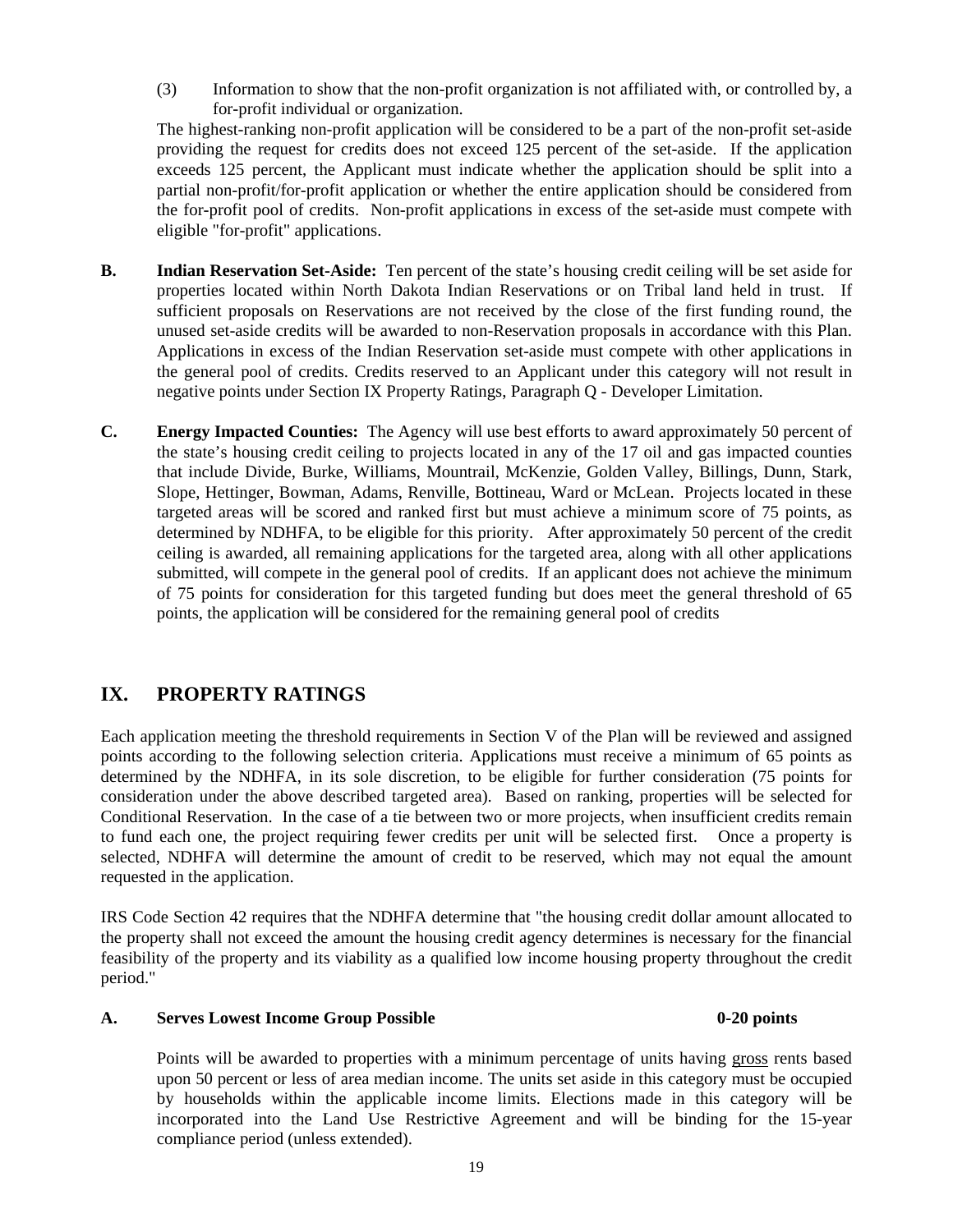(3) Information to show that the non-profit organization is not affiliated with, or controlled by, a for-profit individual or organization.

The highest-ranking non-profit application will be considered to be a part of the non-profit set-aside providing the request for credits does not exceed 125 percent of the set-aside. If the application exceeds 125 percent, the Applicant must indicate whether the application should be split into a partial non-profit/for-profit application or whether the entire application should be considered from the for-profit pool of credits. Non-profit applications in excess of the set-aside must compete with eligible "for-profit" applications.

**B. Indian Reservation Set-Aside:** Ten percent of the state's housing credit ceiling will be set aside for properties located within North Dakota Indian Reservations or on Tribal land held in trust. If sufficient proposals on Reservations are not received by the close of the first funding round, the unused set-aside credits will be awarded to non-Reservation proposals in accordance with this Plan. Applications in excess of the Indian Reservation set-aside must compete with other applications in the general pool of credits. Credits reserved to an Applicant under this category will not result in negative points under Section IX Property Ratings, Paragraph Q - Developer Limitation.

**C. Energy Impacted Counties:** The Agency will use best efforts to award approximately 50 percent of the state's housing credit ceiling to projects located in any of the 17 oil and gas impacted counties that include Divide, Burke, Williams, Mountrail, McKenzie, Golden Valley, Billings, Dunn, Stark, Slope, Hettinger, Bowman, Adams, Renville, Bottineau, Ward or McLean. Projects located in these targeted areas will be scored and ranked first but must achieve a minimum score of 75 points, as determined by NDHFA, to be eligible for this priority. After approximately 50 percent of the credit ceiling is awarded, all remaining applications for the targeted area, along with all other applications submitted, will compete in the general pool of credits. If an applicant does not achieve the minimum of 75 points for consideration for this targeted funding but does meet the general threshold of 65 points, the application will be considered for the remaining general pool of credits

## IX. PROPERTY RATINGS

Each application meeting the threshold requirements in Section V of the Plan will be reviewed and assigned points according to the following selection criteria. Applications must receive a minimum of 65 points as determined by the NDHFA, in its sole discretion, to be eligible for further consideration (75 points for consideration under the above described targeted area). Based on ranking, properties will be selected for Conditional Reservation. In the case of a tie between two or more projects, when insufficient credits remain to fund each one, the project requiring fewer credits per unit will be selected first. Once a property is selected, NDHFA will determine the amount of credit to be reserved, which may not equal the amount requested in the application.

IRS Code Section 42 requires that the NDHFA determine that "the housing credit dollar amount allocated to the property shall not exceed the amount the housing credit agency determines is necessary for the financial feasibility of the property and its viability as a qualified low income housing property throughout the credit period."

**A. Serves Lowest Income Group Possible — 0-20 points**

Points will be awarded to properties with a minimum percentage of units having gross rents based upon 50 percent or less of area median income. The units set aside in this category must be occupied by households within the applicable income limits. Elections made in this category will be incorporated into the Land Use Restrictive Agreement and will be binding for the 15-year compliance period (unless extended).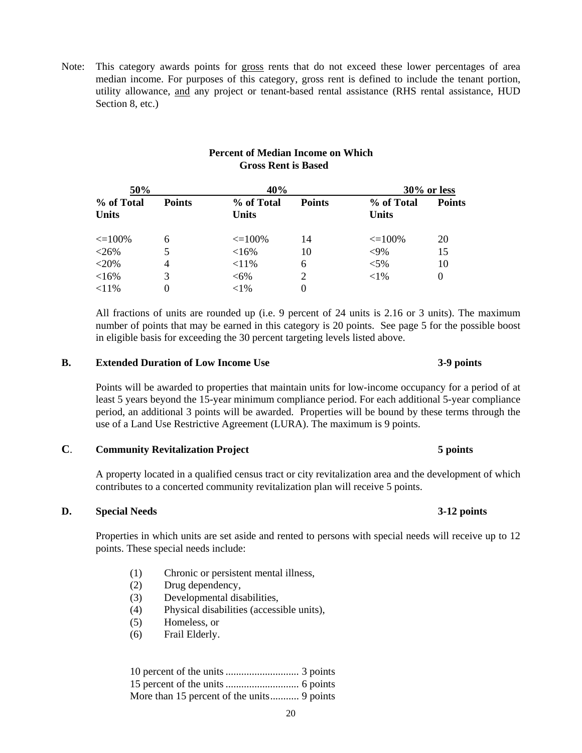Note: This category awards points for gross rents that do not exceed these lower percentages of area median income. For purposes of this category, gross rent is defined to include the tenant portion, utility allowance, and any project or tenant-based rental assistance (RHS rental assistance, HUD Section 8, etc.)

**Percent of Median Income on Which Gross Rent is Based**

| 50% | | 40% | | 30% or less | |
|---|---|---|---|---|---|
| **% of Total Units** | **Points** | **% of Total Units** | **Points** | **% of Total Units** | **Points** |
| <=100% | 6 | <=100% | 14 | <=100% | 20 |
| <26% | 5 | <16% | 10 | <9% | 15 |
| <20% | 4 | <11% | 6 | <5% | 10 |
| <16% | 3 | <6% | 2 | <1% | 0 |
| <11% | 0 | <1% | 0 | | |

All fractions of units are rounded up (i.e. 9 percent of 24 units is 2.16 or 3 units). The maximum number of points that may be earned in this category is 20 points. See page 5 for the possible boost in eligible basis for exceeding the 30 percent targeting levels listed above.

**B. Extended Duration of Low Income Use 3-9 points**

Points will be awarded to properties that maintain units for low-income occupancy for a period of at least 5 years beyond the 15-year minimum compliance period. For each additional 5-year compliance period, an additional 3 points will be awarded. Properties will be bound by these terms through the use of a Land Use Restrictive Agreement (LURA). The maximum is 9 points.

**C. Community Revitalization Project 5 points**

A property located in a qualified census tract or city revitalization area and the development of which contributes to a concerted community revitalization plan will receive 5 points.

**D. Special Needs 3-12 points**

Properties in which units are set aside and rented to persons with special needs will receive up to 12 points. These special needs include:

(1) Chronic or persistent mental illness,
(2) Drug dependency,
(3) Developmental disabilities,
(4) Physical disabilities (accessible units),
(5) Homeless, or
(6) Frail Elderly.

10 percent of the units ............................ 3 points
15 percent of the units ............................ 6 points
More than 15 percent of the units........... 9 points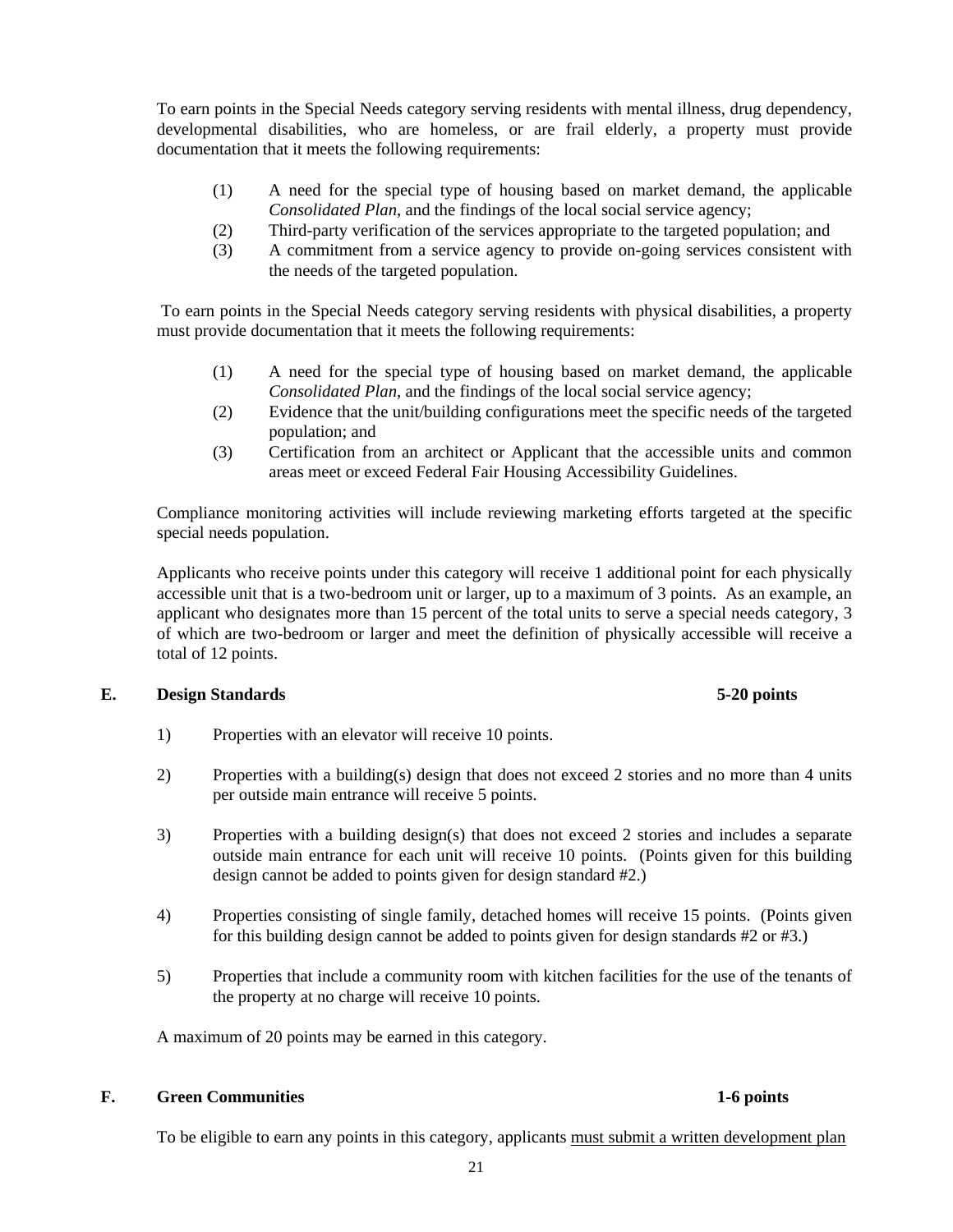To earn points in the Special Needs category serving residents with mental illness, drug dependency, developmental disabilities, who are homeless, or are frail elderly, a property must provide documentation that it meets the following requirements:

(1) A need for the special type of housing based on market demand, the applicable *Consolidated Plan*, and the findings of the local social service agency;
(2) Third-party verification of the services appropriate to the targeted population; and
(3) A commitment from a service agency to provide on-going services consistent with the needs of the targeted population.

To earn points in the Special Needs category serving residents with physical disabilities, a property must provide documentation that it meets the following requirements:

(1) A need for the special type of housing based on market demand, the applicable *Consolidated Plan*, and the findings of the local social service agency;
(2) Evidence that the unit/building configurations meet the specific needs of the targeted population; and
(3) Certification from an architect or Applicant that the accessible units and common areas meet or exceed Federal Fair Housing Accessibility Guidelines.

Compliance monitoring activities will include reviewing marketing efforts targeted at the specific special needs population.

Applicants who receive points under this category will receive 1 additional point for each physically accessible unit that is a two-bedroom unit or larger, up to a maximum of 3 points. As an example, an applicant who designates more than 15 percent of the total units to serve a special needs category, 3 of which are two-bedroom or larger and meet the definition of physically accessible will receive a total of 12 points.

## E. Design Standards 5-20 points

1) Properties with an elevator will receive 10 points.

2) Properties with a building(s) design that does not exceed 2 stories and no more than 4 units per outside main entrance will receive 5 points.

3) Properties with a building design(s) that does not exceed 2 stories and includes a separate outside main entrance for each unit will receive 10 points. (Points given for this building design cannot be added to points given for design standard #2.)

4) Properties consisting of single family, detached homes will receive 15 points. (Points given for this building design cannot be added to points given for design standards #2 or #3.)

5) Properties that include a community room with kitchen facilities for the use of the tenants of the property at no charge will receive 10 points.

A maximum of 20 points may be earned in this category.

## F. Green Communities 1-6 points

To be eligible to earn any points in this category, applicants <u>must submit a written development plan</u>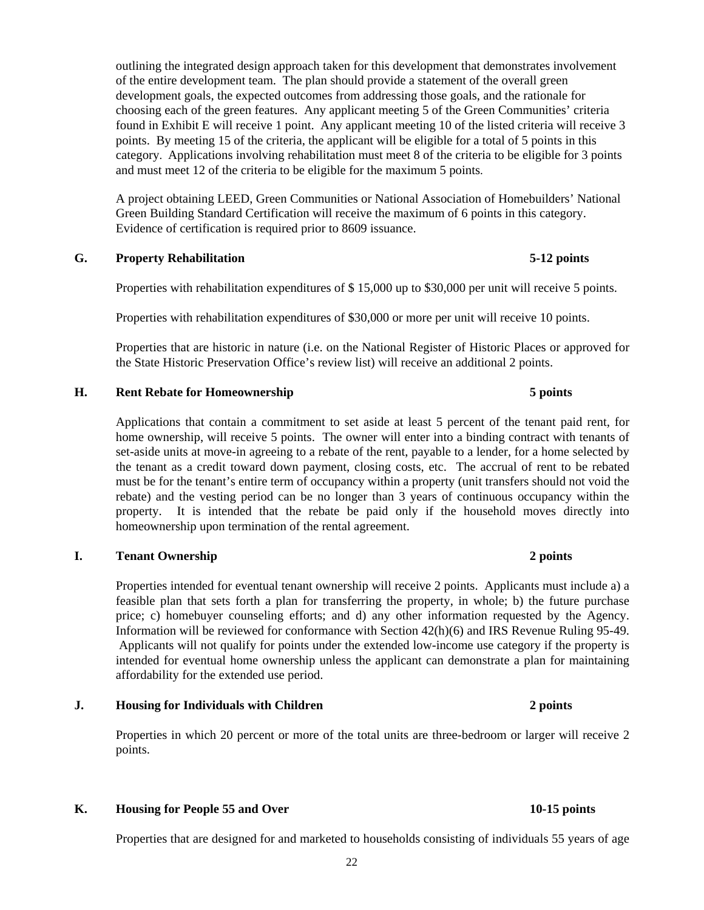outlining the integrated design approach taken for this development that demonstrates involvement of the entire development team. The plan should provide a statement of the overall green development goals, the expected outcomes from addressing those goals, and the rationale for choosing each of the green features. Any applicant meeting 5 of the Green Communities' criteria found in Exhibit E will receive 1 point. Any applicant meeting 10 of the listed criteria will receive 3 points. By meeting 15 of the criteria, the applicant will be eligible for a total of 5 points in this category. Applications involving rehabilitation must meet 8 of the criteria to be eligible for 3 points and must meet 12 of the criteria to be eligible for the maximum 5 points.

A project obtaining LEED, Green Communities or National Association of Homebuilders' National Green Building Standard Certification will receive the maximum of 6 points in this category. Evidence of certification is required prior to 8609 issuance.

### G. Property Rehabilitation — 5-12 points

Properties with rehabilitation expenditures of $ 15,000 up to $30,000 per unit will receive 5 points.

Properties with rehabilitation expenditures of $30,000 or more per unit will receive 10 points.

Properties that are historic in nature (i.e. on the National Register of Historic Places or approved for the State Historic Preservation Office's review list) will receive an additional 2 points.

### H. Rent Rebate for Homeownership — 5 points

Applications that contain a commitment to set aside at least 5 percent of the tenant paid rent, for home ownership, will receive 5 points. The owner will enter into a binding contract with tenants of set-aside units at move-in agreeing to a rebate of the rent, payable to a lender, for a home selected by the tenant as a credit toward down payment, closing costs, etc. The accrual of rent to be rebated must be for the tenant's entire term of occupancy within a property (unit transfers should not void the rebate) and the vesting period can be no longer than 3 years of continuous occupancy within the property. It is intended that the rebate be paid only if the household moves directly into homeownership upon termination of the rental agreement.

### I. Tenant Ownership — 2 points

Properties intended for eventual tenant ownership will receive 2 points. Applicants must include a) a feasible plan that sets forth a plan for transferring the property, in whole; b) the future purchase price; c) homebuyer counseling efforts; and d) any other information requested by the Agency. Information will be reviewed for conformance with Section 42(h)(6) and IRS Revenue Ruling 95-49. Applicants will not qualify for points under the extended low-income use category if the property is intended for eventual home ownership unless the applicant can demonstrate a plan for maintaining affordability for the extended use period.

### J. Housing for Individuals with Children — 2 points

Properties in which 20 percent or more of the total units are three-bedroom or larger will receive 2 points.

### K. Housing for People 55 and Over — 10-15 points

Properties that are designed for and marketed to households consisting of individuals 55 years of age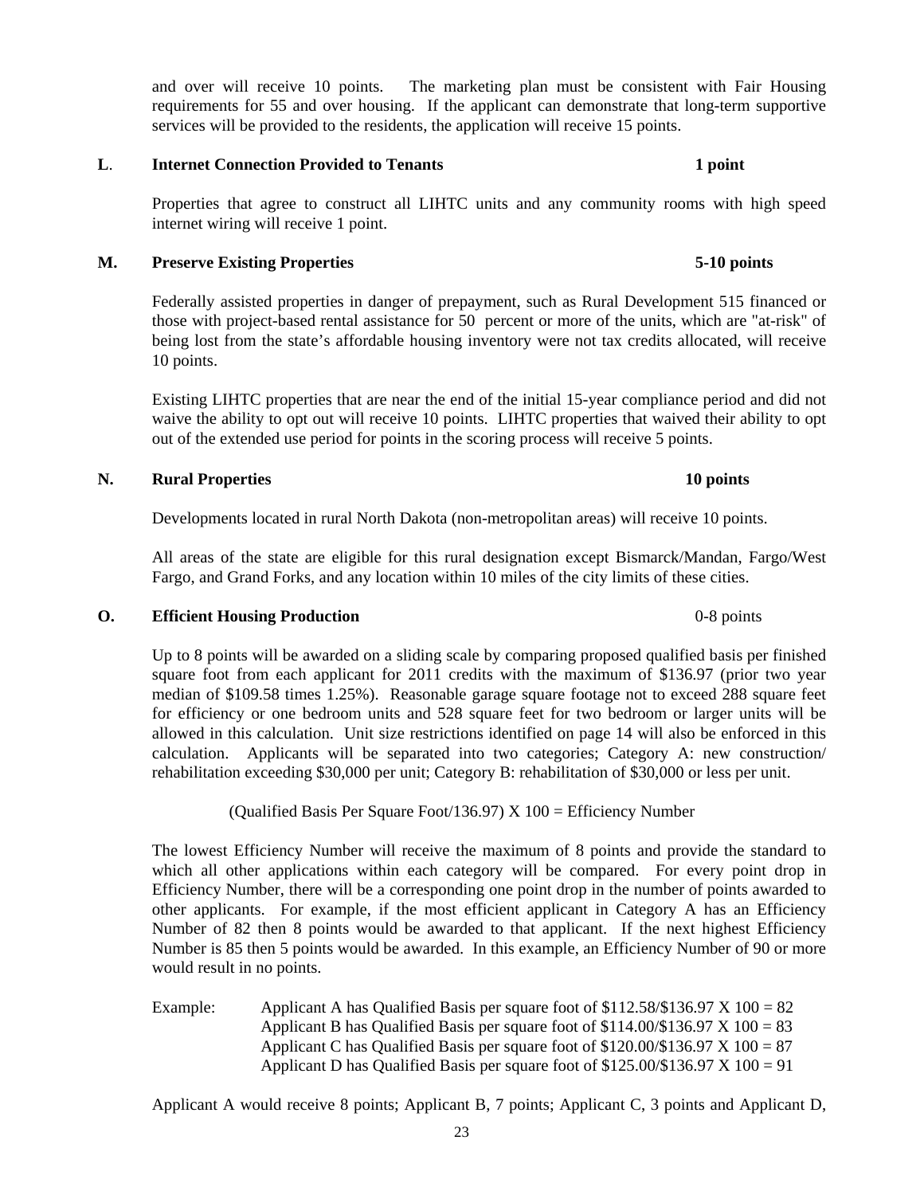and over will receive 10 points. The marketing plan must be consistent with Fair Housing requirements for 55 and over housing. If the applicant can demonstrate that long-term supportive services will be provided to the residents, the application will receive 15 points.

**L. Internet Connection Provided to Tenants** **1 point**

Properties that agree to construct all LIHTC units and any community rooms with high speed internet wiring will receive 1 point.

**M. Preserve Existing Properties** **5-10 points**

Federally assisted properties in danger of prepayment, such as Rural Development 515 financed or those with project-based rental assistance for 50 percent or more of the units, which are "at-risk" of being lost from the state's affordable housing inventory were not tax credits allocated, will receive 10 points.

Existing LIHTC properties that are near the end of the initial 15-year compliance period and did not waive the ability to opt out will receive 10 points. LIHTC properties that waived their ability to opt out of the extended use period for points in the scoring process will receive 5 points.

**N. Rural Properties** **10 points**

Developments located in rural North Dakota (non-metropolitan areas) will receive 10 points.

All areas of the state are eligible for this rural designation except Bismarck/Mandan, Fargo/West Fargo, and Grand Forks, and any location within 10 miles of the city limits of these cities.

**O. Efficient Housing Production** 0-8 points

Up to 8 points will be awarded on a sliding scale by comparing proposed qualified basis per finished square foot from each applicant for 2011 credits with the maximum of $136.97 (prior two year median of $109.58 times 1.25%). Reasonable garage square footage not to exceed 288 square feet for efficiency or one bedroom units and 528 square feet for two bedroom or larger units will be allowed in this calculation. Unit size restrictions identified on page 14 will also be enforced in this calculation. Applicants will be separated into two categories; Category A: new construction/ rehabilitation exceeding $30,000 per unit; Category B: rehabilitation of $30,000 or less per unit.

(Qualified Basis Per Square Foot/136.97) X 100 = Efficiency Number

The lowest Efficiency Number will receive the maximum of 8 points and provide the standard to which all other applications within each category will be compared. For every point drop in Efficiency Number, there will be a corresponding one point drop in the number of points awarded to other applicants. For example, if the most efficient applicant in Category A has an Efficiency Number of 82 then 8 points would be awarded to that applicant. If the next highest Efficiency Number is 85 then 5 points would be awarded. In this example, an Efficiency Number of 90 or more would result in no points.

Example: Applicant A has Qualified Basis per square foot of $112.58/$136.97 X 100 = 82
Applicant B has Qualified Basis per square foot of $114.00/$136.97 X 100 = 83
Applicant C has Qualified Basis per square foot of $120.00/$136.97 X 100 = 87
Applicant D has Qualified Basis per square foot of $125.00/$136.97 X 100 = 91

Applicant A would receive 8 points; Applicant B, 7 points; Applicant C, 3 points and Applicant D,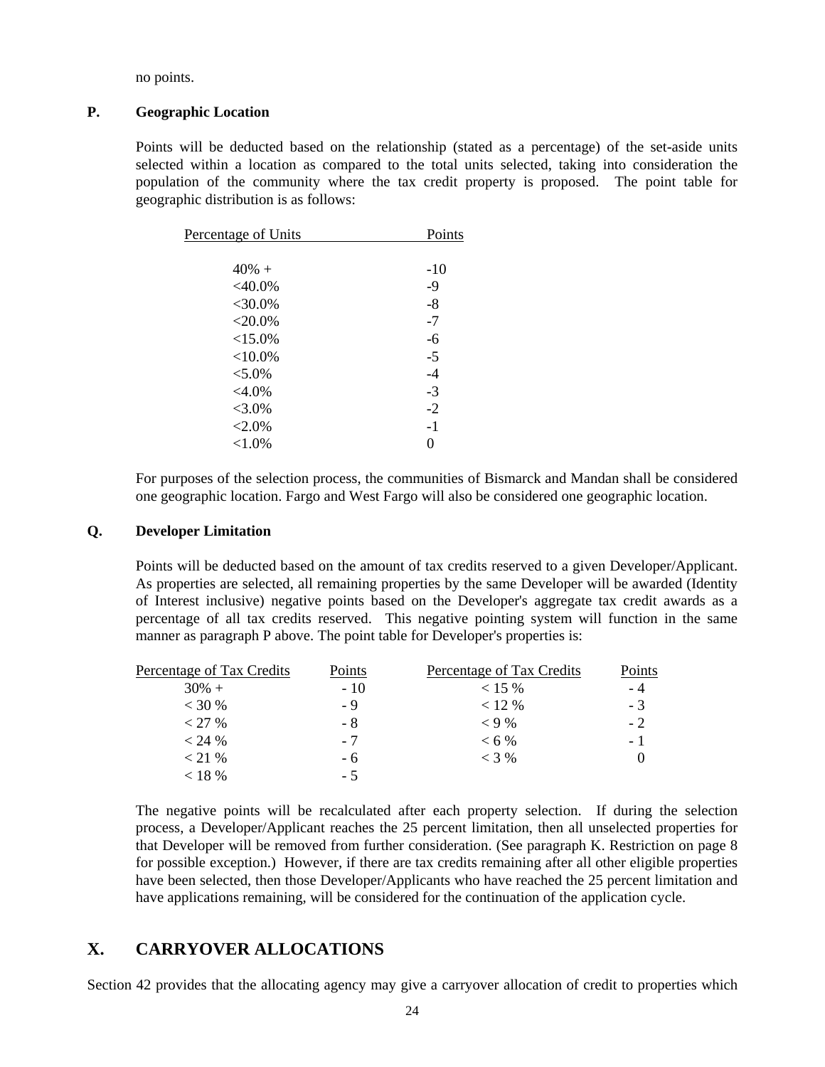no points.

### P. Geographic Location

Points will be deducted based on the relationship (stated as a percentage) of the set-aside units selected within a location as compared to the total units selected, taking into consideration the population of the community where the tax credit property is proposed. The point table for geographic distribution is as follows:

| Percentage of Units | Points |
|---|---|
| 40% + | -10 |
| <40.0% | -9 |
| <30.0% | -8 |
| <20.0% | -7 |
| <15.0% | -6 |
| <10.0% | -5 |
| <5.0% | -4 |
| <4.0% | -3 |
| <3.0% | -2 |
| <2.0% | -1 |
| <1.0% | 0 |

For purposes of the selection process, the communities of Bismarck and Mandan shall be considered one geographic location. Fargo and West Fargo will also be considered one geographic location.

### Q. Developer Limitation

Points will be deducted based on the amount of tax credits reserved to a given Developer/Applicant. As properties are selected, all remaining properties by the same Developer will be awarded (Identity of Interest inclusive) negative points based on the Developer's aggregate tax credit awards as a percentage of all tax credits reserved. This negative pointing system will function in the same manner as paragraph P above. The point table for Developer's properties is:

| Percentage of Tax Credits | Points | Percentage of Tax Credits | Points |
|---|---|---|---|
| 30% + | - 10 | < 15 % | - 4 |
| < 30 % | - 9 | < 12 % | - 3 |
| < 27 % | - 8 | < 9 % | - 2 |
| < 24 % | - 7 | < 6 % | - 1 |
| < 21 % | - 6 | < 3 % | 0 |
| < 18 % | - 5 | | |

The negative points will be recalculated after each property selection. If during the selection process, a Developer/Applicant reaches the 25 percent limitation, then all unselected properties for that Developer will be removed from further consideration. (See paragraph K. Restriction on page 8 for possible exception.) However, if there are tax credits remaining after all other eligible properties have been selected, then those Developer/Applicants who have reached the 25 percent limitation and have applications remaining, will be considered for the continuation of the application cycle.

## X. CARRYOVER ALLOCATIONS

Section 42 provides that the allocating agency may give a carryover allocation of credit to properties which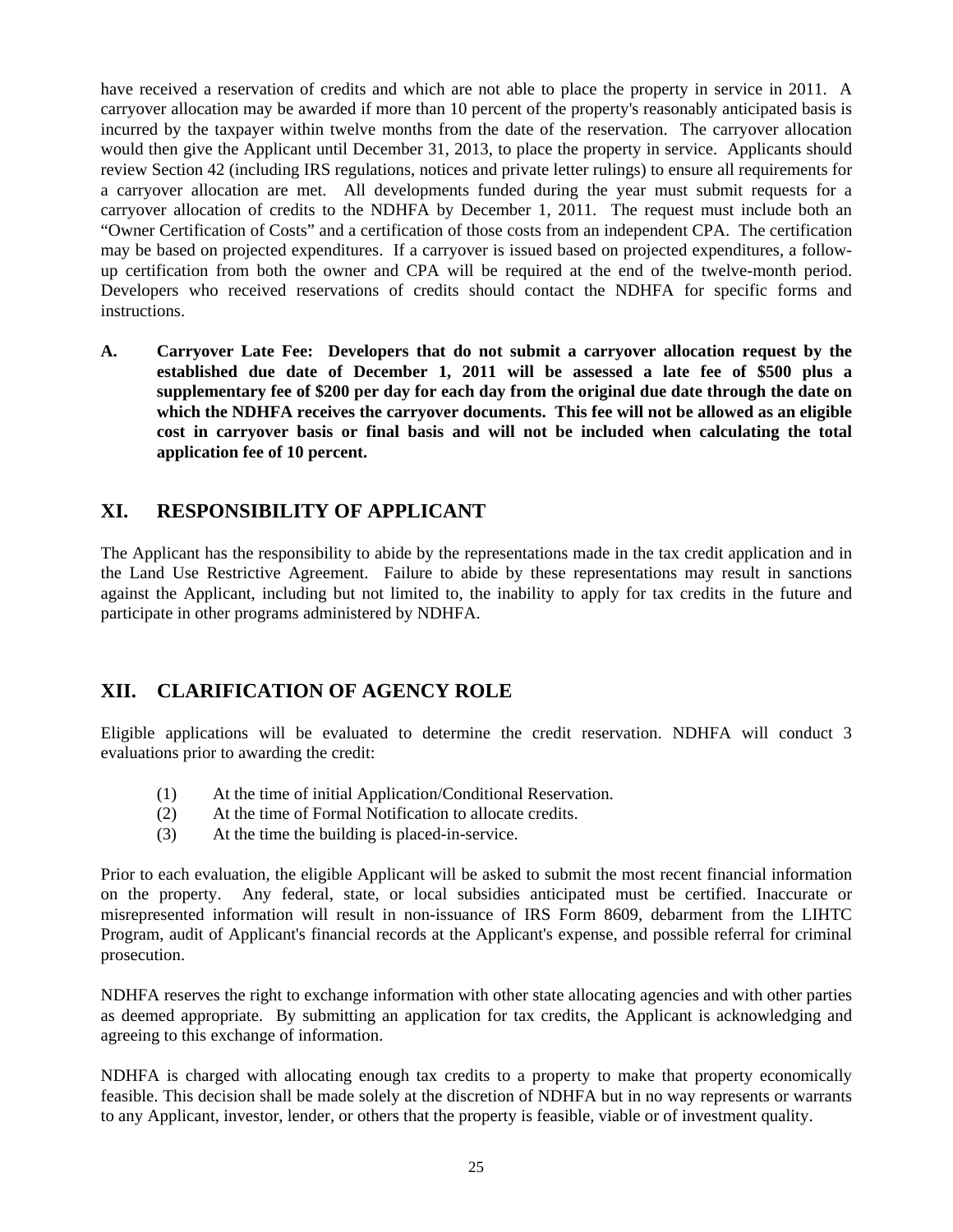have received a reservation of credits and which are not able to place the property in service in 2011. A carryover allocation may be awarded if more than 10 percent of the property's reasonably anticipated basis is incurred by the taxpayer within twelve months from the date of the reservation. The carryover allocation would then give the Applicant until December 31, 2013, to place the property in service. Applicants should review Section 42 (including IRS regulations, notices and private letter rulings) to ensure all requirements for a carryover allocation are met. All developments funded during the year must submit requests for a carryover allocation of credits to the NDHFA by December 1, 2011. The request must include both an "Owner Certification of Costs" and a certification of those costs from an independent CPA. The certification may be based on projected expenditures. If a carryover is issued based on projected expenditures, a follow-up certification from both the owner and CPA will be required at the end of the twelve-month period. Developers who received reservations of credits should contact the NDHFA for specific forms and instructions.

**A. Carryover Late Fee: Developers that do not submit a carryover allocation request by the established due date of December 1, 2011 will be assessed a late fee of $500 plus a supplementary fee of $200 per day for each day from the original due date through the date on which the NDHFA receives the carryover documents. This fee will not be allowed as an eligible cost in carryover basis or final basis and will not be included when calculating the total application fee of 10 percent.**

## XI. RESPONSIBILITY OF APPLICANT

The Applicant has the responsibility to abide by the representations made in the tax credit application and in the Land Use Restrictive Agreement. Failure to abide by these representations may result in sanctions against the Applicant, including but not limited to, the inability to apply for tax credits in the future and participate in other programs administered by NDHFA.

## XII. CLARIFICATION OF AGENCY ROLE

Eligible applications will be evaluated to determine the credit reservation. NDHFA will conduct 3 evaluations prior to awarding the credit:

(1) At the time of initial Application/Conditional Reservation.
(2) At the time of Formal Notification to allocate credits.
(3) At the time the building is placed-in-service.

Prior to each evaluation, the eligible Applicant will be asked to submit the most recent financial information on the property. Any federal, state, or local subsidies anticipated must be certified. Inaccurate or misrepresented information will result in non-issuance of IRS Form 8609, debarment from the LIHTC Program, audit of Applicant's financial records at the Applicant's expense, and possible referral for criminal prosecution.

NDHFA reserves the right to exchange information with other state allocating agencies and with other parties as deemed appropriate. By submitting an application for tax credits, the Applicant is acknowledging and agreeing to this exchange of information.

NDHFA is charged with allocating enough tax credits to a property to make that property economically feasible. This decision shall be made solely at the discretion of NDHFA but in no way represents or warrants to any Applicant, investor, lender, or others that the property is feasible, viable or of investment quality.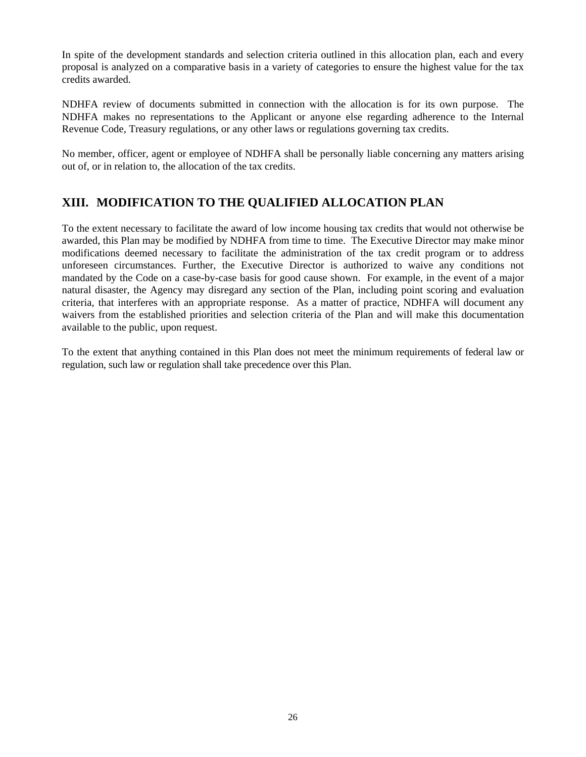In spite of the development standards and selection criteria outlined in this allocation plan, each and every proposal is analyzed on a comparative basis in a variety of categories to ensure the highest value for the tax credits awarded.

NDHFA review of documents submitted in connection with the allocation is for its own purpose. The NDHFA makes no representations to the Applicant or anyone else regarding adherence to the Internal Revenue Code, Treasury regulations, or any other laws or regulations governing tax credits.

No member, officer, agent or employee of NDHFA shall be personally liable concerning any matters arising out of, or in relation to, the allocation of the tax credits.

## XIII. MODIFICATION TO THE QUALIFIED ALLOCATION PLAN

To the extent necessary to facilitate the award of low income housing tax credits that would not otherwise be awarded, this Plan may be modified by NDHFA from time to time. The Executive Director may make minor modifications deemed necessary to facilitate the administration of the tax credit program or to address unforeseen circumstances. Further, the Executive Director is authorized to waive any conditions not mandated by the Code on a case-by-case basis for good cause shown. For example, in the event of a major natural disaster, the Agency may disregard any section of the Plan, including point scoring and evaluation criteria, that interferes with an appropriate response. As a matter of practice, NDHFA will document any waivers from the established priorities and selection criteria of the Plan and will make this documentation available to the public, upon request.

To the extent that anything contained in this Plan does not meet the minimum requirements of federal law or regulation, such law or regulation shall take precedence over this Plan.